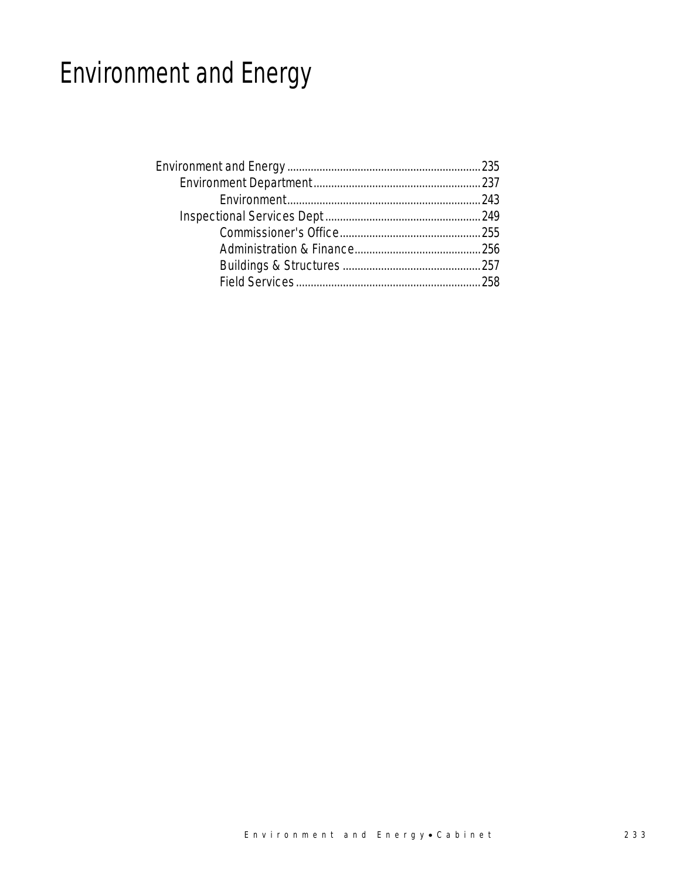# Environment and Energy

- Environment and Energy ............................................................ 235
  - Environment Department ................................................... 237
    - Environment ............................................................ 243
  - Inspectional Services Dept ................................................ 249
    - Commissioner's Office ................................................ 255
    - Administration & Finance ........................................... 256
    - Buildings & Structures ............................................... 257
    - Field Services ............................................................ 258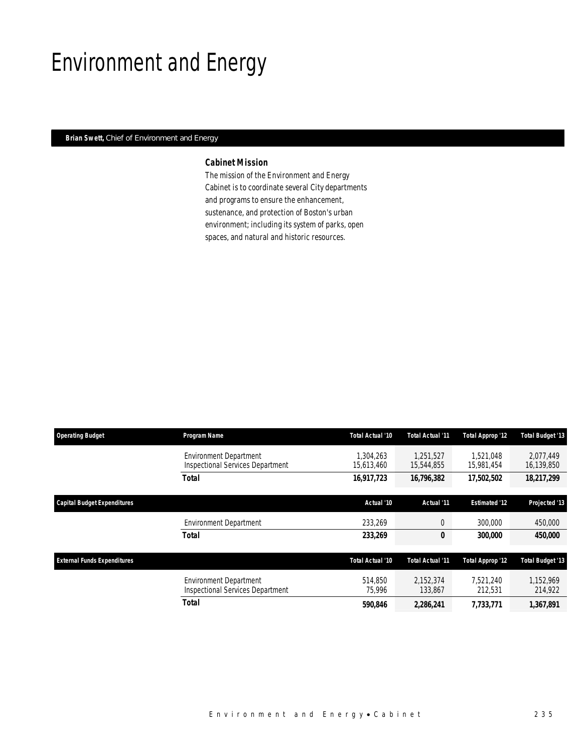# Environment and Energy

**Brian Swett,** Chief of Environment and Energy

### Cabinet Mission

The mission of the Environment and Energy Cabinet is to coordinate several City departments and programs to ensure the enhancement, sustenance, and protection of Boston's urban environment; including its system of parks, open spaces, and natural and historic resources.

| Operating Budget | Program Name | Total Actual '10 | Total Actual '11 | Total Approp '12 | Total Budget '13 |
|---|---|---|---|---|---|
| | Environment Department | 1,304,263 | 1,251,527 | 1,521,048 | 2,077,449 |
| | Inspectional Services Department | 15,613,460 | 15,544,855 | 15,981,454 | 16,139,850 |
| | **Total** | **16,917,723** | **16,796,382** | **17,502,502** | **18,217,299** |

| Capital Budget Expenditures | | Actual '10 | Actual '11 | Estimated '12 | Projected '13 |
|---|---|---|---|---|---|
| | Environment Department | 233,269 | 0 | 300,000 | 450,000 |
| | **Total** | **233,269** | **0** | **300,000** | **450,000** |

| External Funds Expenditures | | Total Actual '10 | Total Actual '11 | Total Approp '12 | Total Budget '13 |
|---|---|---|---|---|---|
| | Environment Department | 514,850 | 2,152,374 | 7,521,240 | 1,152,969 |
| | Inspectional Services Department | 75,996 | 133,867 | 212,531 | 214,922 |
| | **Total** | **590,846** | **2,286,241** | **7,733,771** | **1,367,891** |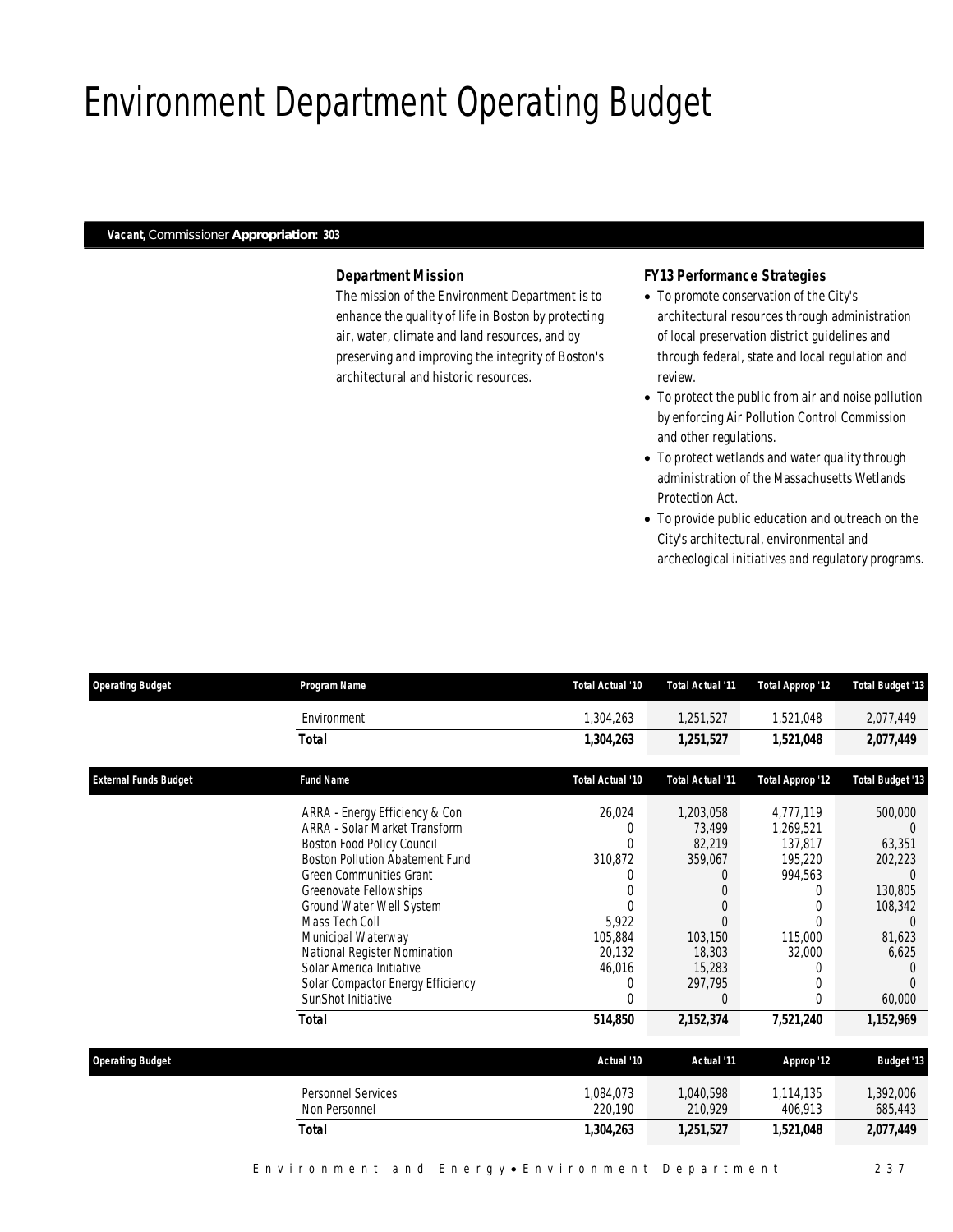# Environment Department Operating Budget

***Vacant,*** *Commissioner* ***Appropriation: 303***

### *Department Mission*

*The mission of the Environment Department is to enhance the quality of life in Boston by protecting air, water, climate and land resources, and by preserving and improving the integrity of Boston's architectural and historic resources.*

### *FY13 Performance Strategies*

- To promote conservation of the City's architectural resources through administration of local preservation district guidelines and through federal, state and local regulation and review.
- To protect the public from air and noise pollution by enforcing Air Pollution Control Commission and other regulations.
- To protect wetlands and water quality through administration of the Massachusetts Wetlands Protection Act.
- To provide public education and outreach on the City's architectural, environmental and archeological initiatives and regulatory programs.

| Operating Budget | Program Name | Total Actual '10 | Total Actual '11 | Total Approp '12 | Total Budget '13 |
|---|---|---|---|---|---|
| | Environment | 1,304,263 | 1,251,527 | 1,521,048 | 2,077,449 |
| | **Total** | **1,304,263** | **1,251,527** | **1,521,048** | **2,077,449** |

| External Funds Budget | Fund Name | Total Actual '10 | Total Actual '11 | Total Approp '12 | Total Budget '13 |
|---|---|---|---|---|---|
| | ARRA - Energy Efficiency & Con | 26,024 | 1,203,058 | 4,777,119 | 500,000 |
| | ARRA - Solar Market Transform | 0 | 73,499 | 1,269,521 | 0 |
| | Boston Food Policy Council | 0 | 82,219 | 137,817 | 63,351 |
| | Boston Pollution Abatement Fund | 310,872 | 359,067 | 195,220 | 202,223 |
| | Green Communities Grant | 0 | 0 | 994,563 | 0 |
| | Greenovate Fellowships | 0 | 0 | 0 | 130,805 |
| | Ground Water Well System | 0 | 0 | 0 | 108,342 |
| | Mass Tech Coll | 5,922 | 0 | 0 | 0 |
| | Municipal Waterway | 105,884 | 103,150 | 115,000 | 81,623 |
| | National Register Nomination | 20,132 | 18,303 | 32,000 | 6,625 |
| | Solar America Initiative | 46,016 | 15,283 | 0 | 0 |
| | Solar Compactor Energy Efficiency | 0 | 297,795 | 0 | 0 |
| | SunShot Initiative | 0 | 0 | 0 | 60,000 |
| | **Total** | **514,850** | **2,152,374** | **7,521,240** | **1,152,969** |

| Operating Budget | | Actual '10 | Actual '11 | Approp '12 | Budget '13 |
|---|---|---|---|---|---|
| | Personnel Services | 1,084,073 | 1,040,598 | 1,114,135 | 1,392,006 |
| | Non Personnel | 220,190 | 210,929 | 406,913 | 685,443 |
| | **Total** | **1,304,263** | **1,251,527** | **1,521,048** | **2,077,449** |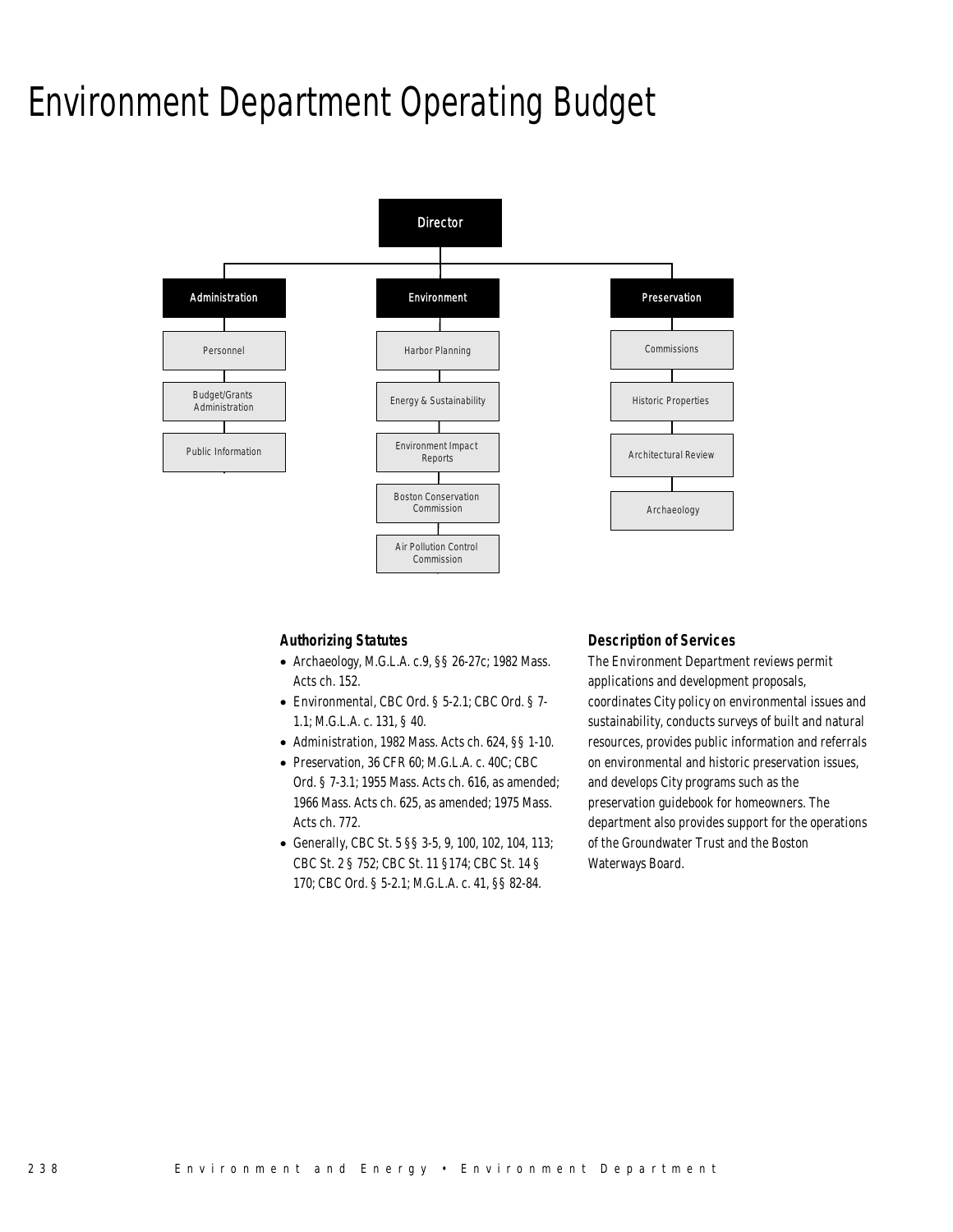# Environment Department Operating Budget

- Director
  - Administration
    - Personnel
    - Budget/Grants Administration
    - Public Information
  - Environment
    - Harbor Planning
    - Energy & Sustainability
    - Environment Impact Reports
    - Boston Conservation Commission
    - Air Pollution Control Commission
  - Preservation
    - Commissions
    - Historic Properties
    - Architectural Review
    - Archaeology

### Authorizing Statutes

- Archaeology, M.G.L.A. c.9, §§ 26-27c; 1982 Mass. Acts ch. 152.
- Environmental, CBC Ord. § 5-2.1; CBC Ord. § 7-1.1; M.G.L.A. c. 131, § 40.
- Administration, 1982 Mass. Acts ch. 624, §§ 1-10.
- Preservation, 36 CFR 60; M.G.L.A. c. 40C; CBC Ord. § 7-3.1; 1955 Mass. Acts ch. 616, as amended; 1966 Mass. Acts ch. 625, as amended; 1975 Mass. Acts ch. 772.
- Generally, CBC St. 5 §§ 3-5, 9, 100, 102, 104, 113; CBC St. 2 § 752; CBC St. 11 §174; CBC St. 14 § 170; CBC Ord. § 5-2.1; M.G.L.A. c. 41, §§ 82-84.

### Description of Services

The Environment Department reviews permit applications and development proposals, coordinates City policy on environmental issues and sustainability, conducts surveys of built and natural resources, provides public information and referrals on environmental and historic preservation issues, and develops City programs such as the preservation guidebook for homeowners. The department also provides support for the operations of the Groundwater Trust and the Boston Waterways Board.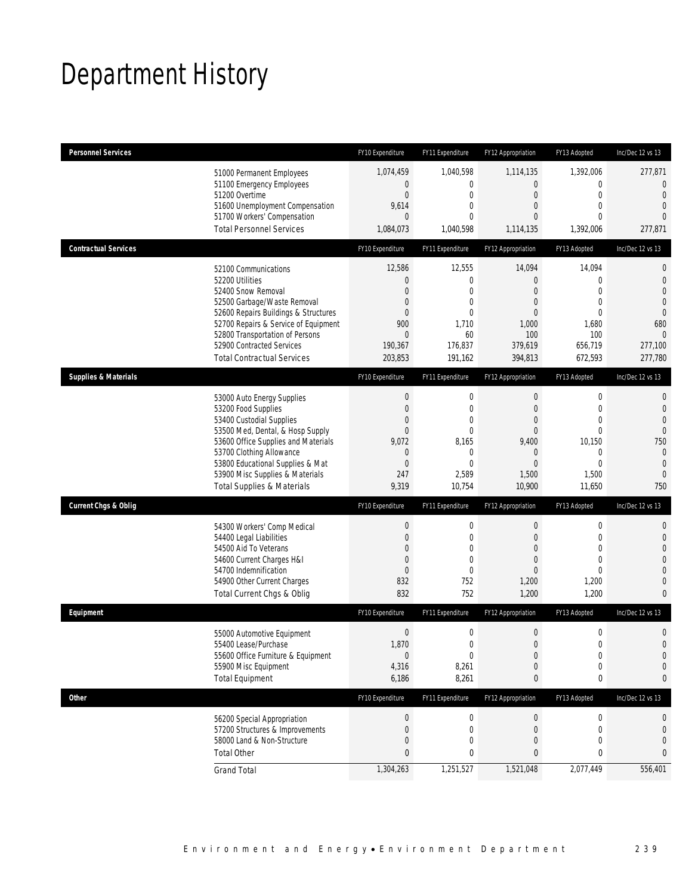# Department History

| Personnel Services | FY10 Expenditure | FY11 Expenditure | FY12 Appropriation | FY13 Adopted | Inc/Dec 12 vs 13 |
|---|---|---|---|---|---|
| 51000 Permanent Employees | 1,074,459 | 1,040,598 | 1,114,135 | 1,392,006 | 277,871 |
| 51100 Emergency Employees | 0 | 0 | 0 | 0 | 0 |
| 51200 Overtime | 0 | 0 | 0 | 0 | 0 |
| 51600 Unemployment Compensation | 9,614 | 0 | 0 | 0 | 0 |
| 51700 Workers' Compensation | 0 | 0 | 0 | 0 | 0 |
| Total Personnel Services | 1,084,073 | 1,040,598 | 1,114,135 | 1,392,006 | 277,871 |
| **Contractual Services** | FY10 Expenditure | FY11 Expenditure | FY12 Appropriation | FY13 Adopted | Inc/Dec 12 vs 13 |
| 52100 Communications | 12,586 | 12,555 | 14,094 | 14,094 | 0 |
| 52200 Utilities | 0 | 0 | 0 | 0 | 0 |
| 52400 Snow Removal | 0 | 0 | 0 | 0 | 0 |
| 52500 Garbage/Waste Removal | 0 | 0 | 0 | 0 | 0 |
| 52600 Repairs Buildings & Structures | 0 | 0 | 0 | 0 | 0 |
| 52700 Repairs & Service of Equipment | 900 | 1,710 | 1,000 | 1,680 | 680 |
| 52800 Transportation of Persons | 0 | 60 | 100 | 100 | 0 |
| 52900 Contracted Services | 190,367 | 176,837 | 379,619 | 656,719 | 277,100 |
| Total Contractual Services | 203,853 | 191,162 | 394,813 | 672,593 | 277,780 |
| **Supplies & Materials** | FY10 Expenditure | FY11 Expenditure | FY12 Appropriation | FY13 Adopted | Inc/Dec 12 vs 13 |
| 53000 Auto Energy Supplies | 0 | 0 | 0 | 0 | 0 |
| 53200 Food Supplies | 0 | 0 | 0 | 0 | 0 |
| 53400 Custodial Supplies | 0 | 0 | 0 | 0 | 0 |
| 53500 Med, Dental, & Hosp Supply | 0 | 0 | 0 | 0 | 0 |
| 53600 Office Supplies and Materials | 9,072 | 8,165 | 9,400 | 10,150 | 750 |
| 53700 Clothing Allowance | 0 | 0 | 0 | 0 | 0 |
| 53800 Educational Supplies & Mat | 0 | 0 | 0 | 0 | 0 |
| 53900 Misc Supplies & Materials | 247 | 2,589 | 1,500 | 1,500 | 0 |
| Total Supplies & Materials | 9,319 | 10,754 | 10,900 | 11,650 | 750 |
| **Current Chgs & Oblig** | FY10 Expenditure | FY11 Expenditure | FY12 Appropriation | FY13 Adopted | Inc/Dec 12 vs 13 |
| 54300 Workers' Comp Medical | 0 | 0 | 0 | 0 | 0 |
| 54400 Legal Liabilities | 0 | 0 | 0 | 0 | 0 |
| 54500 Aid To Veterans | 0 | 0 | 0 | 0 | 0 |
| 54600 Current Charges H&I | 0 | 0 | 0 | 0 | 0 |
| 54700 Indemnification | 0 | 0 | 0 | 0 | 0 |
| 54900 Other Current Charges | 832 | 752 | 1,200 | 1,200 | 0 |
| Total Current Chgs & Oblig | 832 | 752 | 1,200 | 1,200 | 0 |
| **Equipment** | FY10 Expenditure | FY11 Expenditure | FY12 Appropriation | FY13 Adopted | Inc/Dec 12 vs 13 |
| 55000 Automotive Equipment | 0 | 0 | 0 | 0 | 0 |
| 55400 Lease/Purchase | 1,870 | 0 | 0 | 0 | 0 |
| 55600 Office Furniture & Equipment | 0 | 0 | 0 | 0 | 0 |
| 55900 Misc Equipment | 4,316 | 8,261 | 0 | 0 | 0 |
| Total Equipment | 6,186 | 8,261 | 0 | 0 | 0 |
| **Other** | FY10 Expenditure | FY11 Expenditure | FY12 Appropriation | FY13 Adopted | Inc/Dec 12 vs 13 |
| 56200 Special Appropriation | 0 | 0 | 0 | 0 | 0 |
| 57200 Structures & Improvements | 0 | 0 | 0 | 0 | 0 |
| 58000 Land & Non-Structure | 0 | 0 | 0 | 0 | 0 |
| Total Other | 0 | 0 | 0 | 0 | 0 |
| Grand Total | 1,304,263 | 1,251,527 | 1,521,048 | 2,077,449 | 556,401 |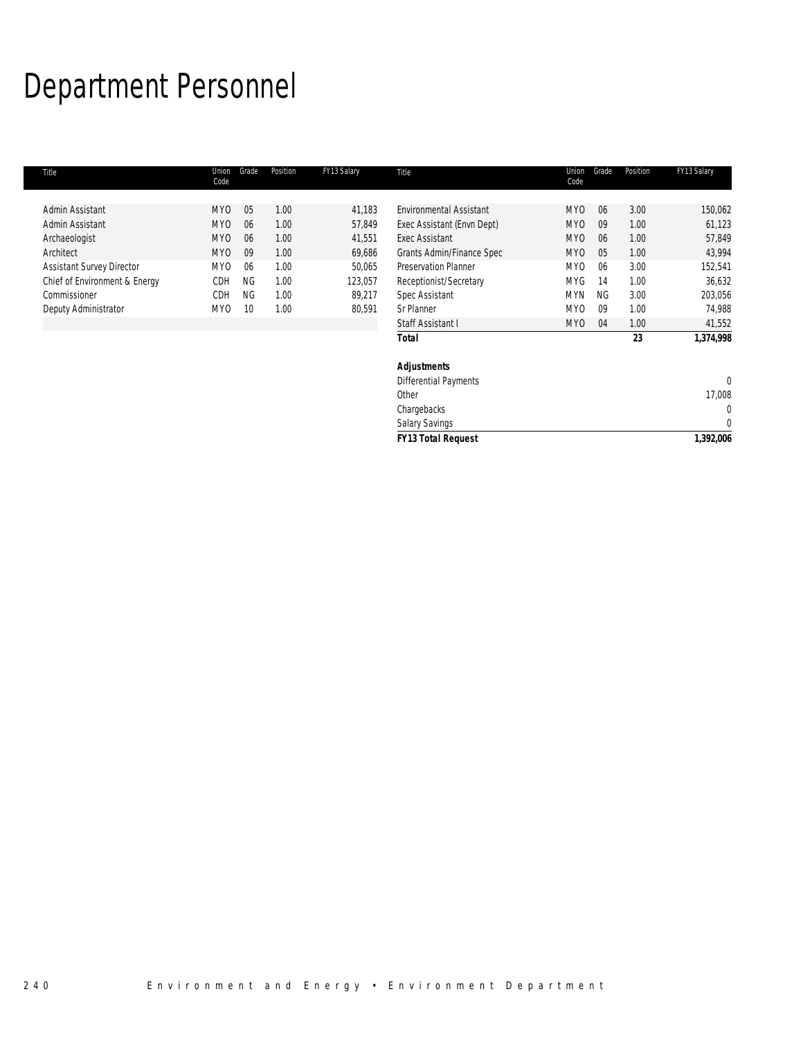# Department Personnel

| Title | Union Code | Grade | Position | FY13 Salary |
|---|---|---|---|---|
| Admin Assistant | MYO | 05 | 1.00 | 41,183 |
| Admin Assistant | MYO | 06 | 1.00 | 57,849 |
| Archaeologist | MYO | 06 | 1.00 | 41,551 |
| Architect | MYO | 09 | 1.00 | 69,686 |
| Assistant Survey Director | MYO | 06 | 1.00 | 50,065 |
| Chief of Environment & Energy | CDH | NG | 1.00 | 123,057 |
| Commissioner | CDH | NG | 1.00 | 89,217 |
| Deputy Administrator | MYO | 10 | 1.00 | 80,591 |
| Environmental Assistant | MYO | 06 | 3.00 | 150,062 |
| Exec Assistant (Envn Dept) | MYO | 09 | 1.00 | 61,123 |
| Exec Assistant | MYO | 06 | 1.00 | 57,849 |
| Grants Admin/Finance Spec | MYO | 05 | 1.00 | 43,994 |
| Preservation Planner | MYO | 06 | 3.00 | 152,541 |
| Receptionist/Secretary | MYG | 14 | 1.00 | 36,632 |
| Spec Assistant | MYN | NG | 3.00 | 203,056 |
| Sr Planner | MYO | 09 | 1.00 | 74,988 |
| Staff Assistant I | MYO | 04 | 1.00 | 41,552 |
| ***Total*** | | | **23** | **1,374,998** |
| | | | | |
| ***Adjustments*** | | | | |
| Differential Payments | | | | 0 |
| Other | | | | 17,008 |
| Chargebacks | | | | 0 |
| Salary Savings | | | | 0 |
| ***FY13 Total Request*** | | | | **1,392,006** |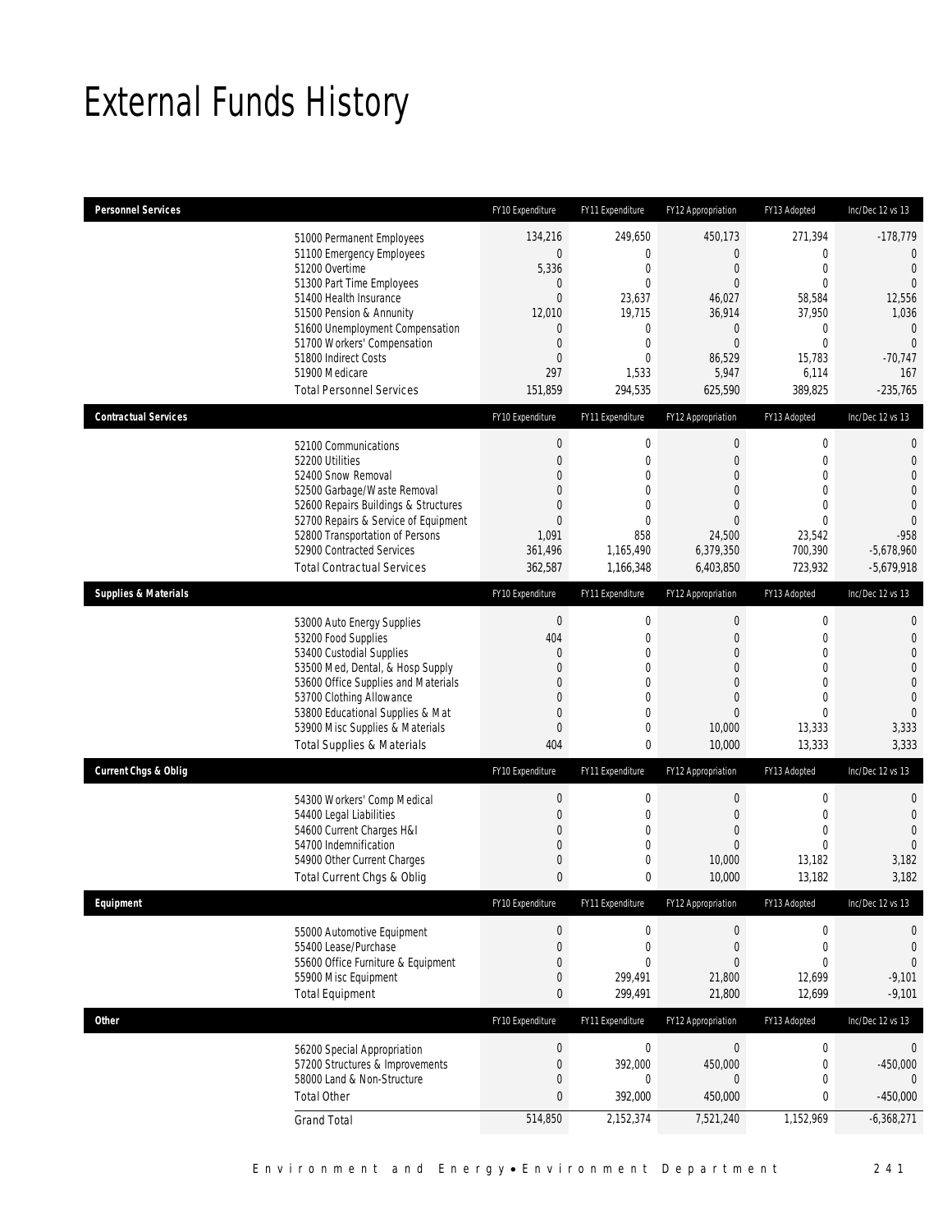# External Funds History

| Personnel Services | FY10 Expenditure | FY11 Expenditure | FY12 Appropriation | FY13 Adopted | Inc/Dec 12 vs 13 |
|---|---|---|---|---|---|
| 51000 Permanent Employees | 134,216 | 249,650 | 450,173 | 271,394 | -178,779 |
| 51100 Emergency Employees | 0 | 0 | 0 | 0 | 0 |
| 51200 Overtime | 5,336 | 0 | 0 | 0 | 0 |
| 51300 Part Time Employees | 0 | 0 | 0 | 0 | 0 |
| 51400 Health Insurance | 0 | 23,637 | 46,027 | 58,584 | 12,556 |
| 51500 Pension & Annunity | 12,010 | 19,715 | 36,914 | 37,950 | 1,036 |
| 51600 Unemployment Compensation | 0 | 0 | 0 | 0 | 0 |
| 51700 Workers' Compensation | 0 | 0 | 0 | 0 | 0 |
| 51800 Indirect Costs | 0 | 0 | 86,529 | 15,783 | -70,747 |
| 51900 Medicare | 297 | 1,533 | 5,947 | 6,114 | 167 |
| Total Personnel Services | 151,859 | 294,535 | 625,590 | 389,825 | -235,765 |

| Contractual Services | FY10 Expenditure | FY11 Expenditure | FY12 Appropriation | FY13 Adopted | Inc/Dec 12 vs 13 |
|---|---|---|---|---|---|
| 52100 Communications | 0 | 0 | 0 | 0 | 0 |
| 52200 Utilities | 0 | 0 | 0 | 0 | 0 |
| 52400 Snow Removal | 0 | 0 | 0 | 0 | 0 |
| 52500 Garbage/Waste Removal | 0 | 0 | 0 | 0 | 0 |
| 52600 Repairs Buildings & Structures | 0 | 0 | 0 | 0 | 0 |
| 52700 Repairs & Service of Equipment | 0 | 0 | 0 | 0 | 0 |
| 52800 Transportation of Persons | 1,091 | 858 | 24,500 | 23,542 | -958 |
| 52900 Contracted Services | 361,496 | 1,165,490 | 6,379,350 | 700,390 | -5,678,960 |
| Total Contractual Services | 362,587 | 1,166,348 | 6,403,850 | 723,932 | -5,679,918 |

| Supplies & Materials | FY10 Expenditure | FY11 Expenditure | FY12 Appropriation | FY13 Adopted | Inc/Dec 12 vs 13 |
|---|---|---|---|---|---|
| 53000 Auto Energy Supplies | 0 | 0 | 0 | 0 | 0 |
| 53200 Food Supplies | 404 | 0 | 0 | 0 | 0 |
| 53400 Custodial Supplies | 0 | 0 | 0 | 0 | 0 |
| 53500 Med, Dental, & Hosp Supply | 0 | 0 | 0 | 0 | 0 |
| 53600 Office Supplies and Materials | 0 | 0 | 0 | 0 | 0 |
| 53700 Clothing Allowance | 0 | 0 | 0 | 0 | 0 |
| 53800 Educational Supplies & Mat | 0 | 0 | 0 | 0 | 0 |
| 53900 Misc Supplies & Materials | 0 | 0 | 10,000 | 13,333 | 3,333 |
| Total Supplies & Materials | 404 | 0 | 10,000 | 13,333 | 3,333 |

| Current Chgs & Oblig | FY10 Expenditure | FY11 Expenditure | FY12 Appropriation | FY13 Adopted | Inc/Dec 12 vs 13 |
|---|---|---|---|---|---|
| 54300 Workers' Comp Medical | 0 | 0 | 0 | 0 | 0 |
| 54400 Legal Liabilities | 0 | 0 | 0 | 0 | 0 |
| 54600 Current Charges H&I | 0 | 0 | 0 | 0 | 0 |
| 54700 Indemnification | 0 | 0 | 0 | 0 | 0 |
| 54900 Other Current Charges | 0 | 0 | 10,000 | 13,182 | 3,182 |
| Total Current Chgs & Oblig | 0 | 0 | 10,000 | 13,182 | 3,182 |

| Equipment | FY10 Expenditure | FY11 Expenditure | FY12 Appropriation | FY13 Adopted | Inc/Dec 12 vs 13 |
|---|---|---|---|---|---|
| 55000 Automotive Equipment | 0 | 0 | 0 | 0 | 0 |
| 55400 Lease/Purchase | 0 | 0 | 0 | 0 | 0 |
| 55600 Office Furniture & Equipment | 0 | 0 | 0 | 0 | 0 |
| 55900 Misc Equipment | 0 | 299,491 | 21,800 | 12,699 | -9,101 |
| Total Equipment | 0 | 299,491 | 21,800 | 12,699 | -9,101 |

| Other | FY10 Expenditure | FY11 Expenditure | FY12 Appropriation | FY13 Adopted | Inc/Dec 12 vs 13 |
|---|---|---|---|---|---|
| 56200 Special Appropriation | 0 | 0 | 0 | 0 | 0 |
| 57200 Structures & Improvements | 0 | 392,000 | 450,000 | 0 | -450,000 |
| 58000 Land & Non-Structure | 0 | 0 | 0 | 0 | 0 |
| Total Other | 0 | 392,000 | 450,000 | 0 | -450,000 |
| Grand Total | 514,850 | 2,152,374 | 7,521,240 | 1,152,969 | -6,368,271 |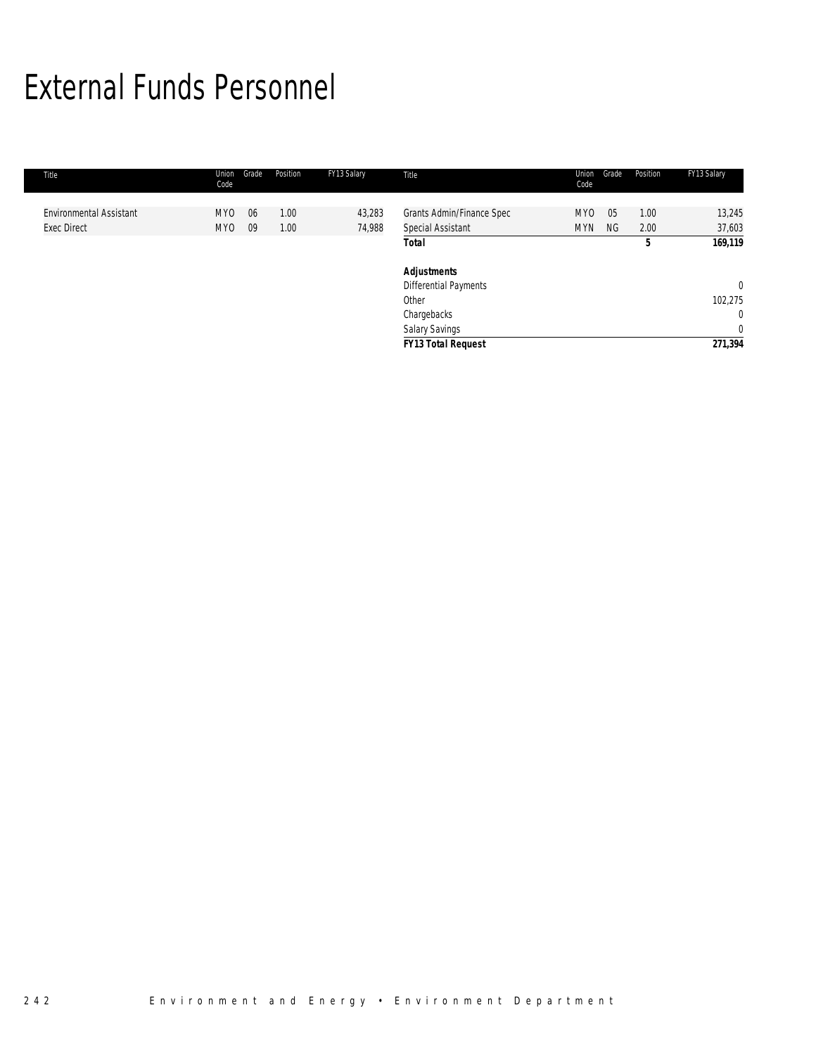# External Funds Personnel

| Title | Union Code | Grade | Position | FY13 Salary | Title | Union Code | Grade | Position | FY13 Salary |
|---|---|---|---|---|---|---|---|---|---|
| Environmental Assistant | MYO | 06 | 1.00 | 43,283 | Grants Admin/Finance Spec | MYO | 05 | 1.00 | 13,245 |
| Exec Direct | MYO | 09 | 1.00 | 74,988 | Special Assistant | MYN | NG | 2.00 | 37,603 |
| | | | | | **Total** | | | **5** | **169,119** |
| | | | | | | | | | |
| | | | | | ***Adjustments*** | | | | |
| | | | | | Differential Payments | | | | 0 |
| | | | | | Other | | | | 102,275 |
| | | | | | Chargebacks | | | | 0 |
| | | | | | Salary Savings | | | | 0 |
| | | | | | ***FY13 Total Request*** | | | | ***271,394*** |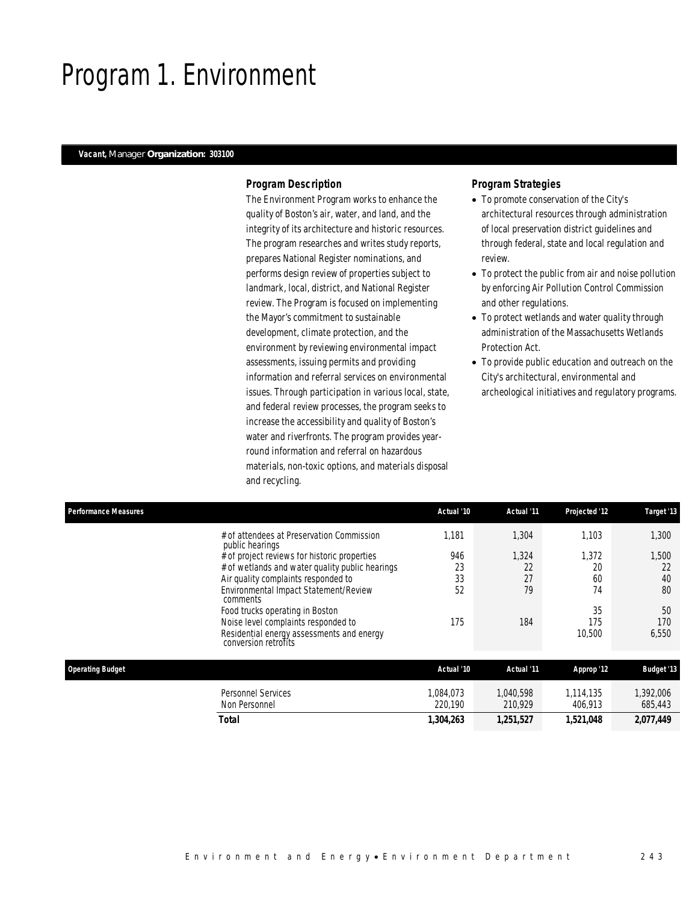# Program 1. Environment

**_Vacant,_** Manager **Organization: 303100**

### Program Description

The Environment Program works to enhance the quality of Boston's air, water, and land, and the integrity of its architecture and historic resources. The program researches and writes study reports, prepares National Register nominations, and performs design review of properties subject to landmark, local, district, and National Register review. The Program is focused on implementing the Mayor's commitment to sustainable development, climate protection, and the environment by reviewing environmental impact assessments, issuing permits and providing information and referral services on environmental issues. Through participation in various local, state, and federal review processes, the program seeks to increase the accessibility and quality of Boston's water and riverfronts. The program provides year-round information and referral on hazardous materials, non-toxic options, and materials disposal and recycling.

### Program Strategies

- To promote conservation of the City's architectural resources through administration of local preservation district guidelines and through federal, state and local regulation and review.
- To protect the public from air and noise pollution by enforcing Air Pollution Control Commission and other regulations.
- To protect wetlands and water quality through administration of the Massachusetts Wetlands Protection Act.
- To provide public education and outreach on the City's architectural, environmental and archeological initiatives and regulatory programs.

| Performance Measures | Actual '10 | Actual '11 | Projected '12 | Target '13 |
|---|---|---|---|---|
| # of attendees at Preservation Commission public hearings | 1,181 | 1,304 | 1,103 | 1,300 |
| # of project reviews for historic properties | 946 | 1,324 | 1,372 | 1,500 |
| # of wetlands and water quality public hearings | 23 | 22 | 20 | 22 |
| Air quality complaints responded to | 33 | 27 | 60 | 40 |
| Environmental Impact Statement/Review comments | 52 | 79 | 74 | 80 |
| Food trucks operating in Boston | | | 35 | 50 |
| Noise level complaints responded to | 175 | 184 | 175 | 170 |
| Residential energy assessments and energy conversion retrofits | | | 10,500 | 6,550 |

| Operating Budget | Actual '10 | Actual '11 | Approp '12 | Budget '13 |
|---|---|---|---|---|
| Personnel Services | 1,084,073 | 1,040,598 | 1,114,135 | 1,392,006 |
| Non Personnel | 220,190 | 210,929 | 406,913 | 685,443 |
| **Total** | **1,304,263** | **1,251,527** | **1,521,048** | **2,077,449** |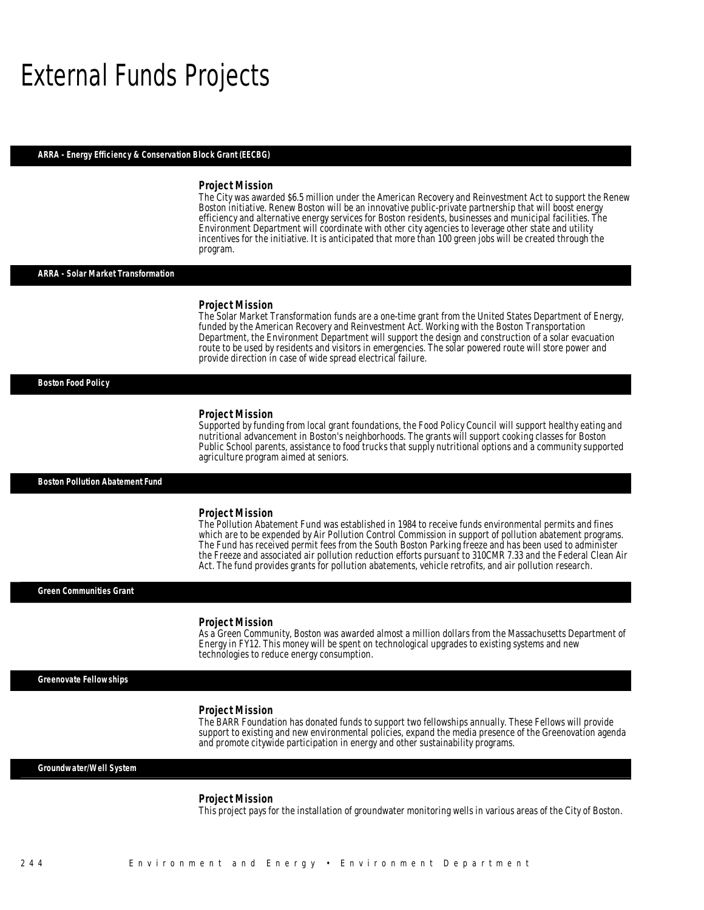# External Funds Projects

## ARRA - Energy Efficiency & Conservation Block Grant (EECBG)

### Project Mission

The City was awarded $6.5 million under the American Recovery and Reinvestment Act to support the Renew Boston initiative. Renew Boston will be an innovative public-private partnership that will boost energy efficiency and alternative energy services for Boston residents, businesses and municipal facilities. The Environment Department will coordinate with other city agencies to leverage other state and utility incentives for the initiative. It is anticipated that more than 100 green jobs will be created through the program.

## ARRA - Solar Market Transformation

### Project Mission

The Solar Market Transformation funds are a one-time grant from the United States Department of Energy, funded by the American Recovery and Reinvestment Act. Working with the Boston Transportation Department, the Environment Department will support the design and construction of a solar evacuation route to be used by residents and visitors in emergencies. The solar powered route will store power and provide direction in case of wide spread electrical failure.

## Boston Food Policy

### Project Mission

Supported by funding from local grant foundations, the Food Policy Council will support healthy eating and nutritional advancement in Boston's neighborhoods. The grants will support cooking classes for Boston Public School parents, assistance to food trucks that supply nutritional options and a community supported agriculture program aimed at seniors.

## Boston Pollution Abatement Fund

### Project Mission

The Pollution Abatement Fund was established in 1984 to receive funds environmental permits and fines which are to be expended by Air Pollution Control Commission in support of pollution abatement programs. The Fund has received permit fees from the South Boston Parking freeze and has been used to administer the Freeze and associated air pollution reduction efforts pursuant to 310CMR 7.33 and the Federal Clean Air Act. The fund provides grants for pollution abatements, vehicle retrofits, and air pollution research.

## Green Communities Grant

### Project Mission

As a Green Community, Boston was awarded almost a million dollars from the Massachusetts Department of Energy in FY12. This money will be spent on technological upgrades to existing systems and new technologies to reduce energy consumption.

## Greenovate Fellowships

### Project Mission

The BARR Foundation has donated funds to support two fellowships annually. These Fellows will provide support to existing and new environmental policies, expand the media presence of the Greenovation agenda and promote citywide participation in energy and other sustainability programs.

## Groundwater/Well System

### Project Mission

This project pays for the installation of groundwater monitoring wells in various areas of the City of Boston.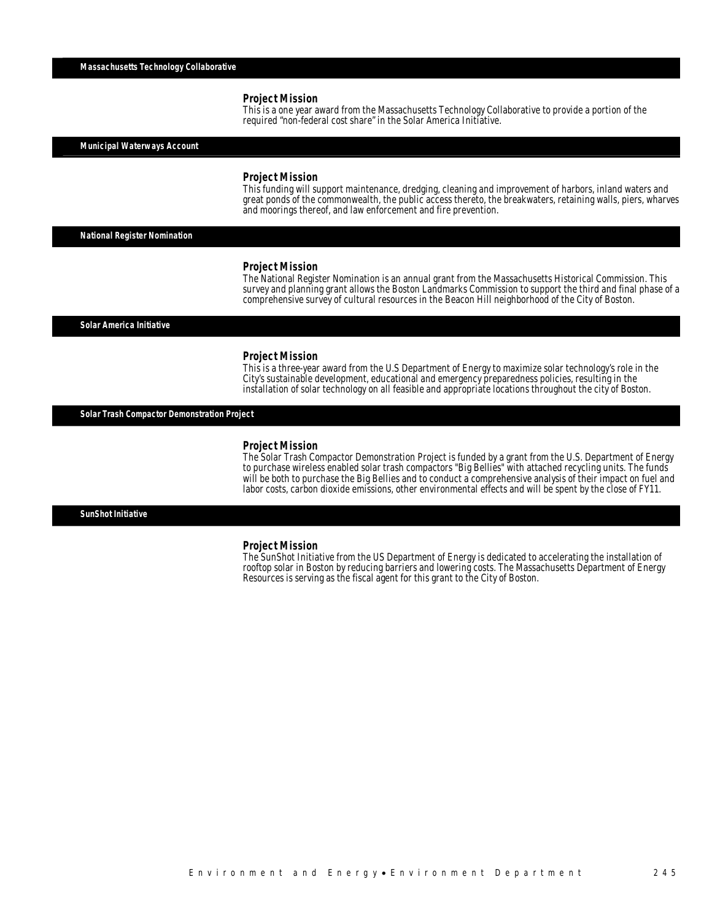## Massachusetts Technology Collaborative

### Project Mission

This is a one year award from the Massachusetts Technology Collaborative to provide a portion of the required "non-federal cost share" in the Solar America Initiative.

## Municipal Waterways Account

### Project Mission

This funding will support maintenance, dredging, cleaning and improvement of harbors, inland waters and great ponds of the commonwealth, the public access thereto, the breakwaters, retaining walls, piers, wharves and moorings thereof, and law enforcement and fire prevention.

## National Register Nomination

### Project Mission

The National Register Nomination is an annual grant from the Massachusetts Historical Commission. This survey and planning grant allows the Boston Landmarks Commission to support the third and final phase of a comprehensive survey of cultural resources in the Beacon Hill neighborhood of the City of Boston.

## Solar America Initiative

### Project Mission

This is a three-year award from the U.S Department of Energy to maximize solar technology's role in the City's sustainable development, educational and emergency preparedness policies, resulting in the installation of solar technology on all feasible and appropriate locations throughout the city of Boston.

## Solar Trash Compactor Demonstration Project

### Project Mission

The Solar Trash Compactor Demonstration Project is funded by a grant from the U.S. Department of Energy to purchase wireless enabled solar trash compactors "Big Bellies" with attached recycling units. The funds will be both to purchase the Big Bellies and to conduct a comprehensive analysis of their impact on fuel and labor costs, carbon dioxide emissions, other environmental effects and will be spent by the close of FY11.

## SunShot Initiative

### Project Mission

The SunShot Initiative from the US Department of Energy is dedicated to accelerating the installation of rooftop solar in Boston by reducing barriers and lowering costs. The Massachusetts Department of Energy Resources is serving as the fiscal agent for this grant to the City of Boston.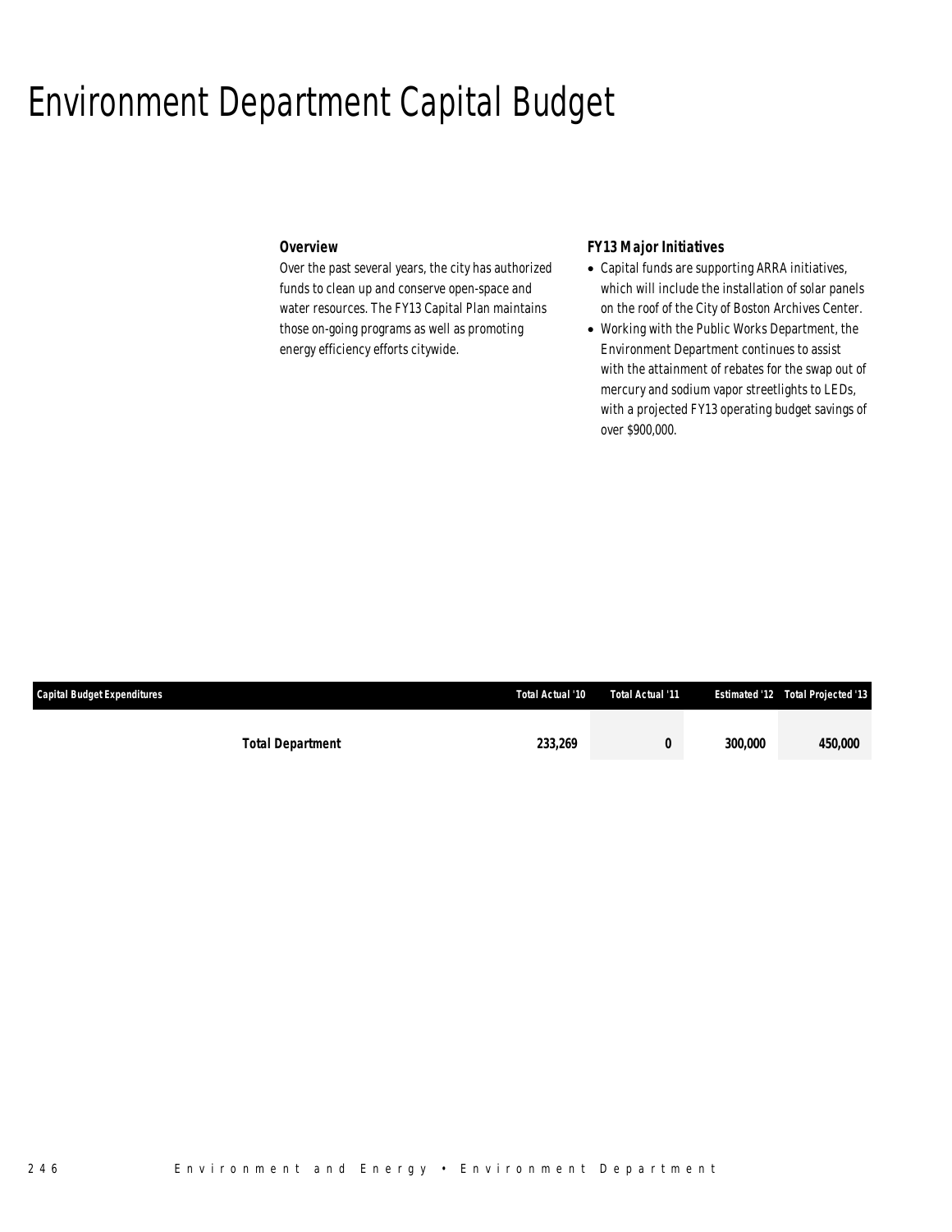# Environment Department Capital Budget

### Overview

Over the past several years, the city has authorized funds to clean up and conserve open-space and water resources. The FY13 Capital Plan maintains those on-going programs as well as promoting energy efficiency efforts citywide.

### FY13 Major Initiatives

- Capital funds are supporting ARRA initiatives, which will include the installation of solar panels on the roof of the City of Boston Archives Center.
- Working with the Public Works Department, the Environment Department continues to assist with the attainment of rebates for the swap out of mercury and sodium vapor streetlights to LEDs, with a projected FY13 operating budget savings of over $900,000.

| Capital Budget Expenditures | Total Actual '10 | Total Actual '11 | Estimated '12 | Total Projected '13 |
|---|---|---|---|---|
| **Total Department** | **233,269** | **0** | **300,000** | **450,000** |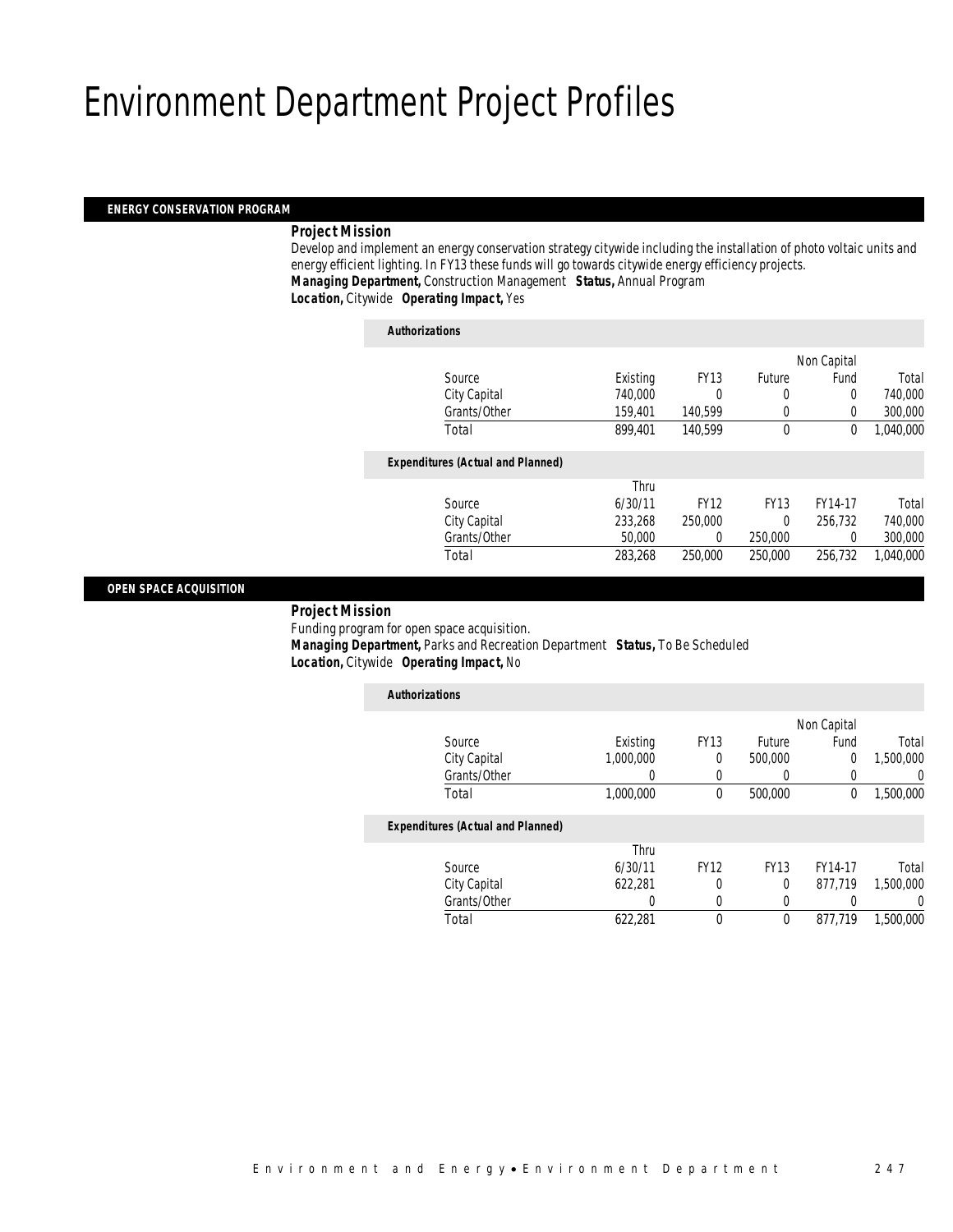# Environment Department Project Profiles

## ENERGY CONSERVATION PROGRAM

***Project Mission***

Develop and implement an energy conservation strategy citywide including the installation of photo voltaic units and energy efficient lighting. In FY13 these funds will go towards citywide energy efficiency projects.

***Managing Department,*** Construction Management ***Status,*** Annual Program

***Location,*** Citywide ***Operating Impact,*** Yes

***Authorizations***

| Source | Existing | FY13 | Future | Non Capital Fund | Total |
|---|---|---|---|---|---|
| City Capital | 740,000 | 0 | 0 | 0 | 740,000 |
| Grants/Other | 159,401 | 140,599 | 0 | 0 | 300,000 |
| Total | 899,401 | 140,599 | 0 | 0 | 1,040,000 |

***Expenditures (Actual and Planned)***

| Source | Thru 6/30/11 | FY12 | FY13 | FY14-17 | Total |
|---|---|---|---|---|---|
| City Capital | 233,268 | 250,000 | 0 | 256,732 | 740,000 |
| Grants/Other | 50,000 | 0 | 250,000 | 0 | 300,000 |
| Total | 283,268 | 250,000 | 250,000 | 256,732 | 1,040,000 |

## OPEN SPACE ACQUISITION

***Project Mission***

Funding program for open space acquisition.

***Managing Department,*** Parks and Recreation Department ***Status,*** To Be Scheduled

***Location,*** Citywide ***Operating Impact,*** No

***Authorizations***

| Source | Existing | FY13 | Future | Non Capital Fund | Total |
|---|---|---|---|---|---|
| City Capital | 1,000,000 | 0 | 500,000 | 0 | 1,500,000 |
| Grants/Other | 0 | 0 | 0 | 0 | 0 |
| Total | 1,000,000 | 0 | 500,000 | 0 | 1,500,000 |

***Expenditures (Actual and Planned)***

| Source | Thru 6/30/11 | FY12 | FY13 | FY14-17 | Total |
|---|---|---|---|---|---|
| City Capital | 622,281 | 0 | 0 | 877,719 | 1,500,000 |
| Grants/Other | 0 | 0 | 0 | 0 | 0 |
| Total | 622,281 | 0 | 0 | 877,719 | 1,500,000 |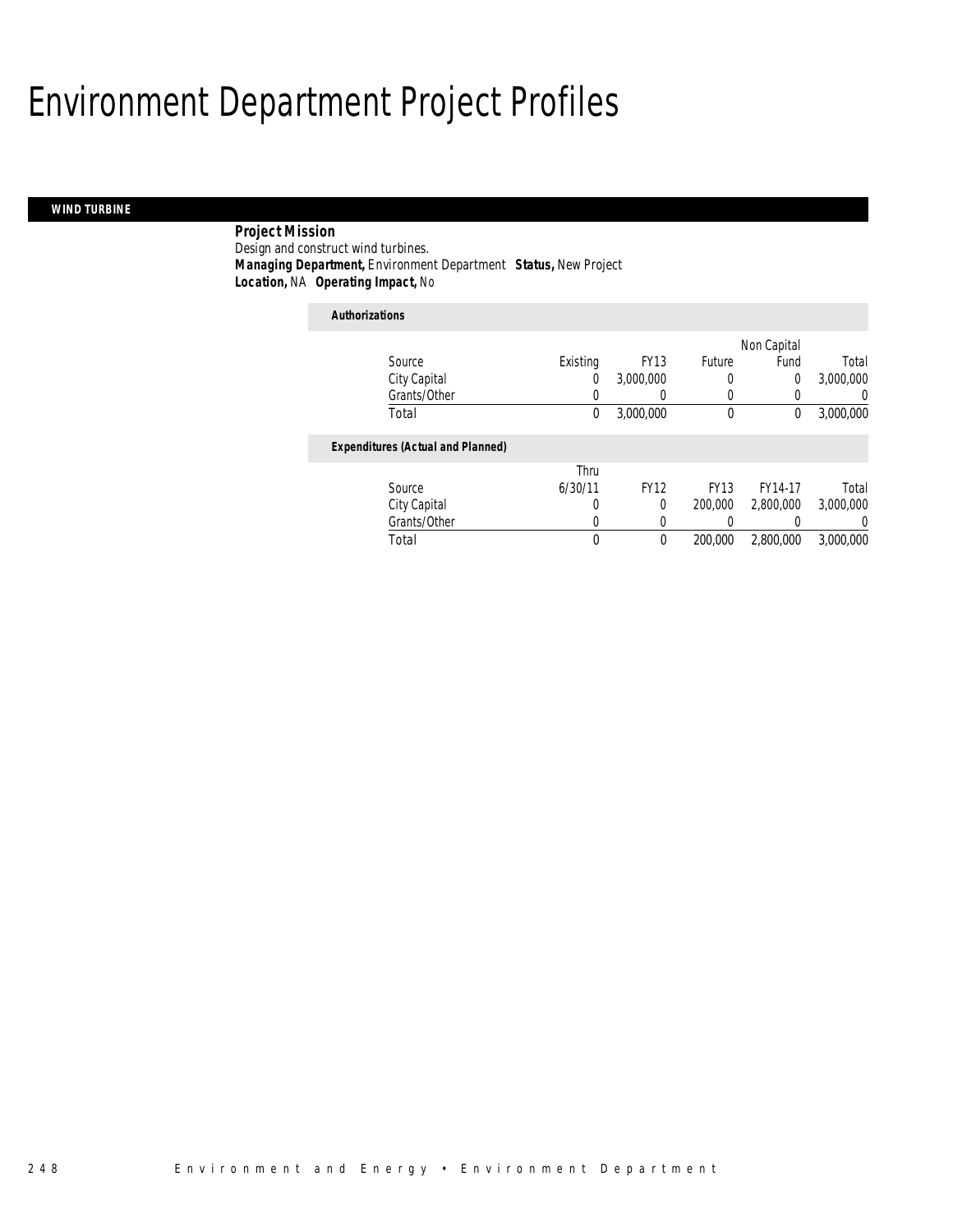# Environment Department Project Profiles

## WIND TURBINE

**Project Mission**
Design and construct wind turbines.
**Managing Department,** Environment Department **Status,** New Project
**Location,** NA **Operating Impact,** No

**Authorizations**

| Source | Existing | FY13 | Future | Non Capital Fund | Total |
|---|---|---|---|---|---|
| City Capital | 0 | 3,000,000 | 0 | 0 | 3,000,000 |
| Grants/Other | 0 | 0 | 0 | 0 | 0 |
| Total | 0 | 3,000,000 | 0 | 0 | 3,000,000 |

**Expenditures (Actual and Planned)**

| Source | Thru 6/30/11 | FY12 | FY13 | FY14-17 | Total |
|---|---|---|---|---|---|
| City Capital | 0 | 0 | 200,000 | 2,800,000 | 3,000,000 |
| Grants/Other | 0 | 0 | 0 | 0 | 0 |
| Total | 0 | 0 | 200,000 | 2,800,000 | 3,000,000 |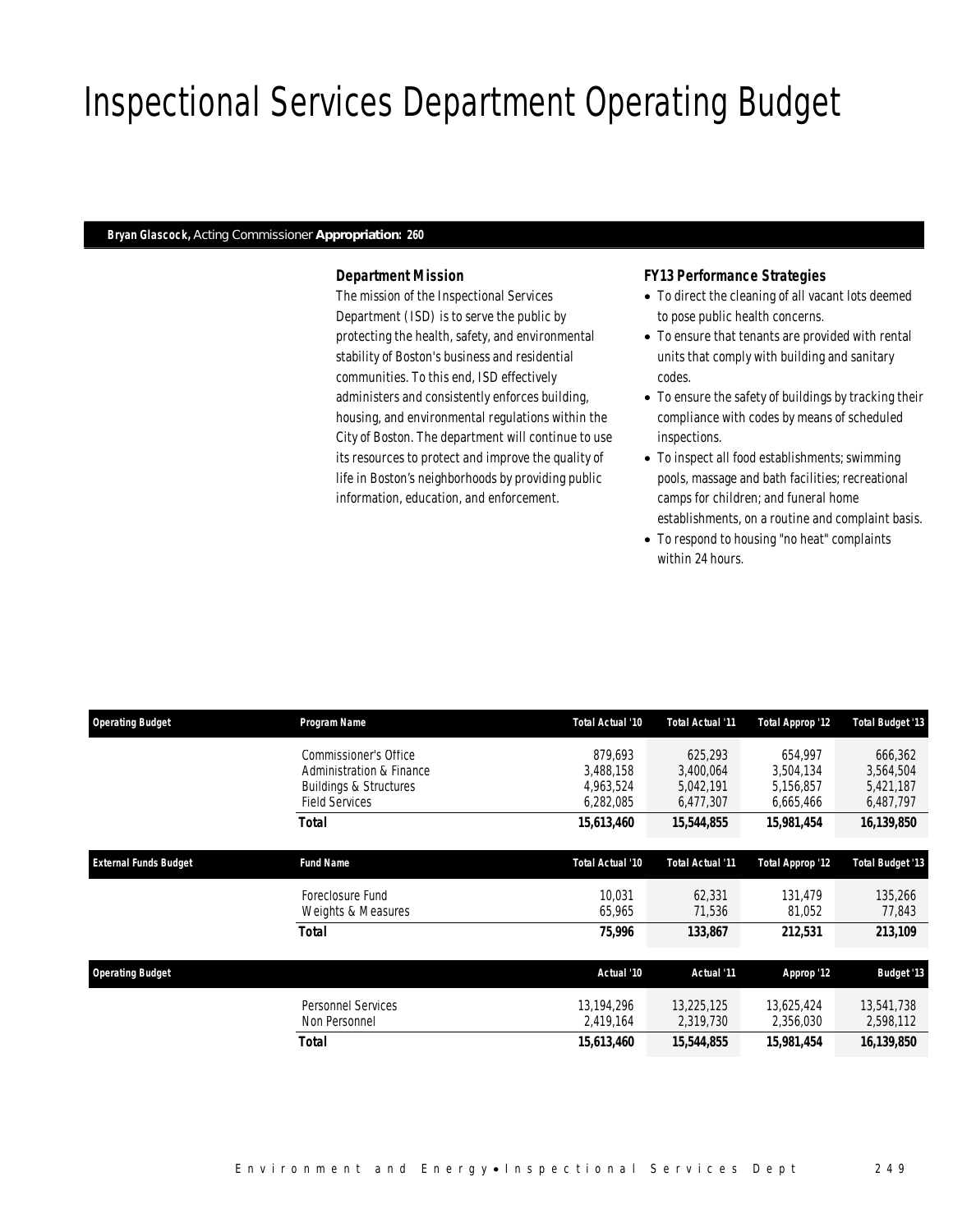# Inspectional Services Department Operating Budget

**Bryan Glascock,** Acting Commissioner **Appropriation: 260**

### *Department Mission*

*The mission of the Inspectional Services Department (ISD) is to serve the public by protecting the health, safety, and environmental stability of Boston's business and residential communities. To this end, ISD effectively administers and consistently enforces building, housing, and environmental regulations within the City of Boston. The department will continue to use its resources to protect and improve the quality of life in Boston's neighborhoods by providing public information, education, and enforcement.*

### *FY13 Performance Strategies*

- To direct the cleaning of all vacant lots deemed to pose public health concerns.
- To ensure that tenants are provided with rental units that comply with building and sanitary codes.
- To ensure the safety of buildings by tracking their compliance with codes by means of scheduled inspections.
- To inspect all food establishments; swimming pools, massage and bath facilities; recreational camps for children; and funeral home establishments, on a routine and complaint basis.
- To respond to housing "no heat" complaints within 24 hours.

| Operating Budget | Program Name | Total Actual '10 | Total Actual '11 | Total Approp '12 | Total Budget '13 |
|---|---|---|---|---|---|
| | Commissioner's Office | 879,693 | 625,293 | 654,997 | 666,362 |
| | Administration & Finance | 3,488,158 | 3,400,064 | 3,504,134 | 3,564,504 |
| | Buildings & Structures | 4,963,524 | 5,042,191 | 5,156,857 | 5,421,187 |
| | Field Services | 6,282,085 | 6,477,307 | 6,665,466 | 6,487,797 |
| | **Total** | **15,613,460** | **15,544,855** | **15,981,454** | **16,139,850** |

| External Funds Budget | Fund Name | Total Actual '10 | Total Actual '11 | Total Approp '12 | Total Budget '13 |
|---|---|---|---|---|---|
| | Foreclosure Fund | 10,031 | 62,331 | 131,479 | 135,266 |
| | Weights & Measures | 65,965 | 71,536 | 81,052 | 77,843 |
| | **Total** | **75,996** | **133,867** | **212,531** | **213,109** |

| Operating Budget | | Actual '10 | Actual '11 | Approp '12 | Budget '13 |
|---|---|---|---|---|---|
| | Personnel Services | 13,194,296 | 13,225,125 | 13,625,424 | 13,541,738 |
| | Non Personnel | 2,419,164 | 2,319,730 | 2,356,030 | 2,598,112 |
| | **Total** | **15,613,460** | **15,544,855** | **15,981,454** | **16,139,850** |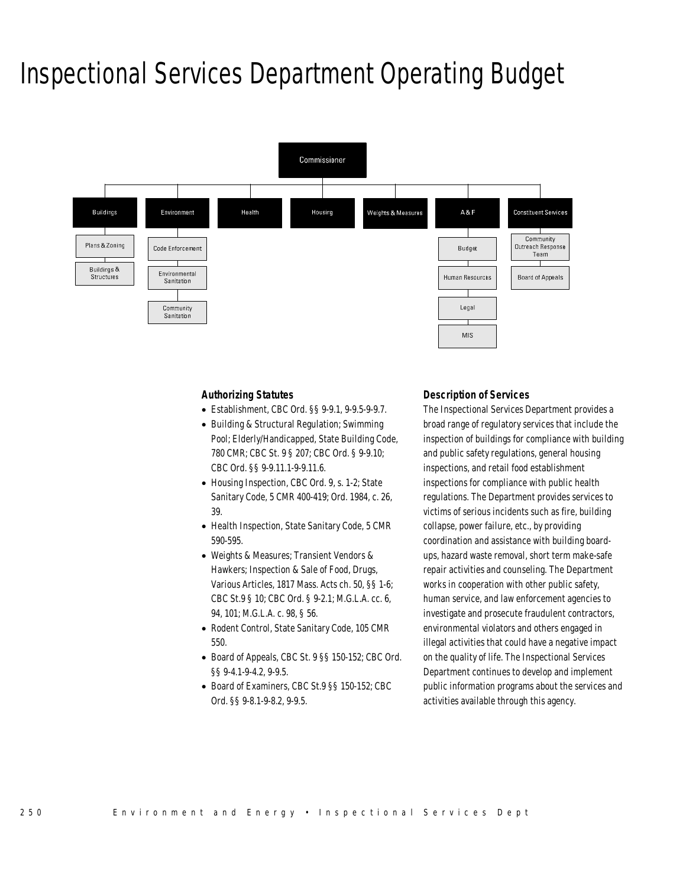# Inspectional Services Department Operating Budget

- Commissioner
  - Buildings
    - Plans & Zoning
    - Buildings & Structures
  - Environment
    - Code Enforcement
    - Environmental Sanitation
    - Community Sanitation
  - Health
  - Housing
  - Weights & Measures
  - A & F
    - Budget
    - Human Resources
    - Legal
    - MIS
  - Constituent Services
    - Community Outreach Response Team
    - Board of Appeals

### Authorizing Statutes

- Establishment, CBC Ord. §§ 9-9.1, 9-9.5-9-9.7.
- Building & Structural Regulation; Swimming Pool; Elderly/Handicapped, State Building Code, 780 CMR; CBC St. 9 § 207; CBC Ord. § 9-9.10; CBC Ord. §§ 9-9.11.1-9-9.11.6.
- Housing Inspection, CBC Ord. 9, s. 1-2; State Sanitary Code, 5 CMR 400-419; Ord. 1984, c. 26, 39.
- Health Inspection, State Sanitary Code, 5 CMR 590-595.
- Weights & Measures; Transient Vendors & Hawkers; Inspection & Sale of Food, Drugs, Various Articles, 1817 Mass. Acts ch. 50, §§ 1-6; CBC St.9 § 10; CBC Ord. § 9-2.1; M.G.L.A. cc. 6, 94, 101; M.G.L.A. c. 98, § 56.
- Rodent Control, State Sanitary Code, 105 CMR 550.
- Board of Appeals, CBC St. 9 §§ 150-152; CBC Ord. §§ 9-4.1-9-4.2, 9-9.5.
- Board of Examiners, CBC St.9 §§ 150-152; CBC Ord. §§ 9-8.1-9-8.2, 9-9.5.

### Description of Services

The Inspectional Services Department provides a broad range of regulatory services that include the inspection of buildings for compliance with building and public safety regulations, general housing inspections, and retail food establishment inspections for compliance with public health regulations. The Department provides services to victims of serious incidents such as fire, building collapse, power failure, etc., by providing coordination and assistance with building board-ups, hazard waste removal, short term make-safe repair activities and counseling. The Department works in cooperation with other public safety, human service, and law enforcement agencies to investigate and prosecute fraudulent contractors, environmental violators and others engaged in illegal activities that could have a negative impact on the quality of life. The Inspectional Services Department continues to develop and implement public information programs about the services and activities available through this agency.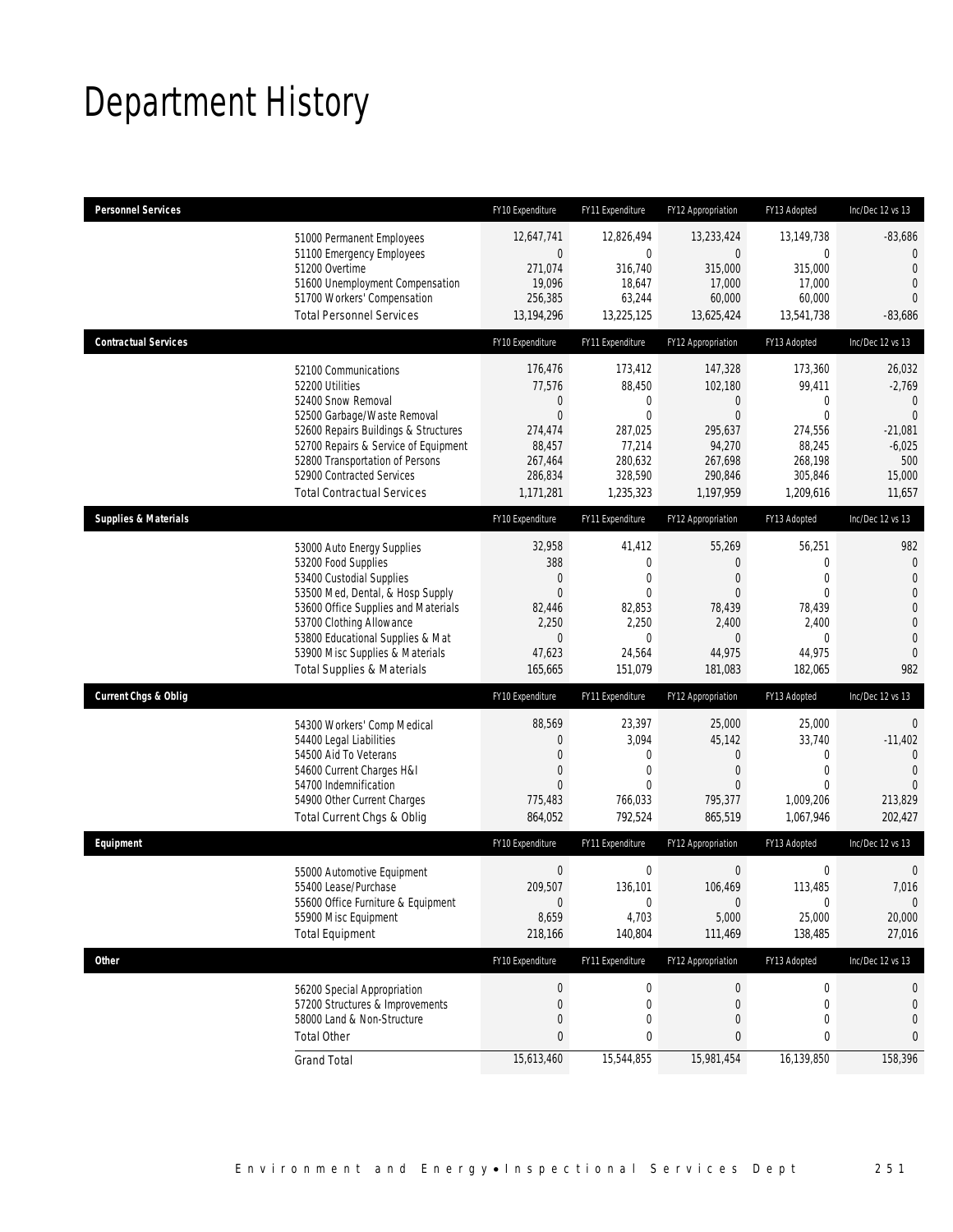# Department History

| Personnel Services | FY10 Expenditure | FY11 Expenditure | FY12 Appropriation | FY13 Adopted | Inc/Dec 12 vs 13 |
|---|---|---|---|---|---|
| 51000 Permanent Employees | 12,647,741 | 12,826,494 | 13,233,424 | 13,149,738 | -83,686 |
| 51100 Emergency Employees | 0 | 0 | 0 | 0 | 0 |
| 51200 Overtime | 271,074 | 316,740 | 315,000 | 315,000 | 0 |
| 51600 Unemployment Compensation | 19,096 | 18,647 | 17,000 | 17,000 | 0 |
| 51700 Workers' Compensation | 256,385 | 63,244 | 60,000 | 60,000 | 0 |
| Total Personnel Services | 13,194,296 | 13,225,125 | 13,625,424 | 13,541,738 | -83,686 |

| Contractual Services | FY10 Expenditure | FY11 Expenditure | FY12 Appropriation | FY13 Adopted | Inc/Dec 12 vs 13 |
|---|---|---|---|---|---|
| 52100 Communications | 176,476 | 173,412 | 147,328 | 173,360 | 26,032 |
| 52200 Utilities | 77,576 | 88,450 | 102,180 | 99,411 | -2,769 |
| 52400 Snow Removal | 0 | 0 | 0 | 0 | 0 |
| 52500 Garbage/Waste Removal | 0 | 0 | 0 | 0 | 0 |
| 52600 Repairs Buildings & Structures | 274,474 | 287,025 | 295,637 | 274,556 | -21,081 |
| 52700 Repairs & Service of Equipment | 88,457 | 77,214 | 94,270 | 88,245 | -6,025 |
| 52800 Transportation of Persons | 267,464 | 280,632 | 267,698 | 268,198 | 500 |
| 52900 Contracted Services | 286,834 | 328,590 | 290,846 | 305,846 | 15,000 |
| Total Contractual Services | 1,171,281 | 1,235,323 | 1,197,959 | 1,209,616 | 11,657 |

| Supplies & Materials | FY10 Expenditure | FY11 Expenditure | FY12 Appropriation | FY13 Adopted | Inc/Dec 12 vs 13 |
|---|---|---|---|---|---|
| 53000 Auto Energy Supplies | 32,958 | 41,412 | 55,269 | 56,251 | 982 |
| 53200 Food Supplies | 388 | 0 | 0 | 0 | 0 |
| 53400 Custodial Supplies | 0 | 0 | 0 | 0 | 0 |
| 53500 Med, Dental, & Hosp Supply | 0 | 0 | 0 | 0 | 0 |
| 53600 Office Supplies and Materials | 82,446 | 82,853 | 78,439 | 78,439 | 0 |
| 53700 Clothing Allowance | 2,250 | 2,250 | 2,400 | 2,400 | 0 |
| 53800 Educational Supplies & Mat | 0 | 0 | 0 | 0 | 0 |
| 53900 Misc Supplies & Materials | 47,623 | 24,564 | 44,975 | 44,975 | 0 |
| Total Supplies & Materials | 165,665 | 151,079 | 181,083 | 182,065 | 982 |

| Current Chgs & Oblig | FY10 Expenditure | FY11 Expenditure | FY12 Appropriation | FY13 Adopted | Inc/Dec 12 vs 13 |
|---|---|---|---|---|---|
| 54300 Workers' Comp Medical | 88,569 | 23,397 | 25,000 | 25,000 | 0 |
| 54400 Legal Liabilities | 0 | 3,094 | 45,142 | 33,740 | -11,402 |
| 54500 Aid To Veterans | 0 | 0 | 0 | 0 | 0 |
| 54600 Current Charges H&I | 0 | 0 | 0 | 0 | 0 |
| 54700 Indemnification | 0 | 0 | 0 | 0 | 0 |
| 54900 Other Current Charges | 775,483 | 766,033 | 795,377 | 1,009,206 | 213,829 |
| Total Current Chgs & Oblig | 864,052 | 792,524 | 865,519 | 1,067,946 | 202,427 |

| Equipment | FY10 Expenditure | FY11 Expenditure | FY12 Appropriation | FY13 Adopted | Inc/Dec 12 vs 13 |
|---|---|---|---|---|---|
| 55000 Automotive Equipment | 0 | 0 | 0 | 0 | 0 |
| 55400 Lease/Purchase | 209,507 | 136,101 | 106,469 | 113,485 | 7,016 |
| 55600 Office Furniture & Equipment | 0 | 0 | 0 | 0 | 0 |
| 55900 Misc Equipment | 8,659 | 4,703 | 5,000 | 25,000 | 20,000 |
| Total Equipment | 218,166 | 140,804 | 111,469 | 138,485 | 27,016 |

| Other | FY10 Expenditure | FY11 Expenditure | FY12 Appropriation | FY13 Adopted | Inc/Dec 12 vs 13 |
|---|---|---|---|---|---|
| 56200 Special Appropriation | 0 | 0 | 0 | 0 | 0 |
| 57200 Structures & Improvements | 0 | 0 | 0 | 0 | 0 |
| 58000 Land & Non-Structure | 0 | 0 | 0 | 0 | 0 |
| Total Other | 0 | 0 | 0 | 0 | 0 |
| Grand Total | 15,613,460 | 15,544,855 | 15,981,454 | 16,139,850 | 158,396 |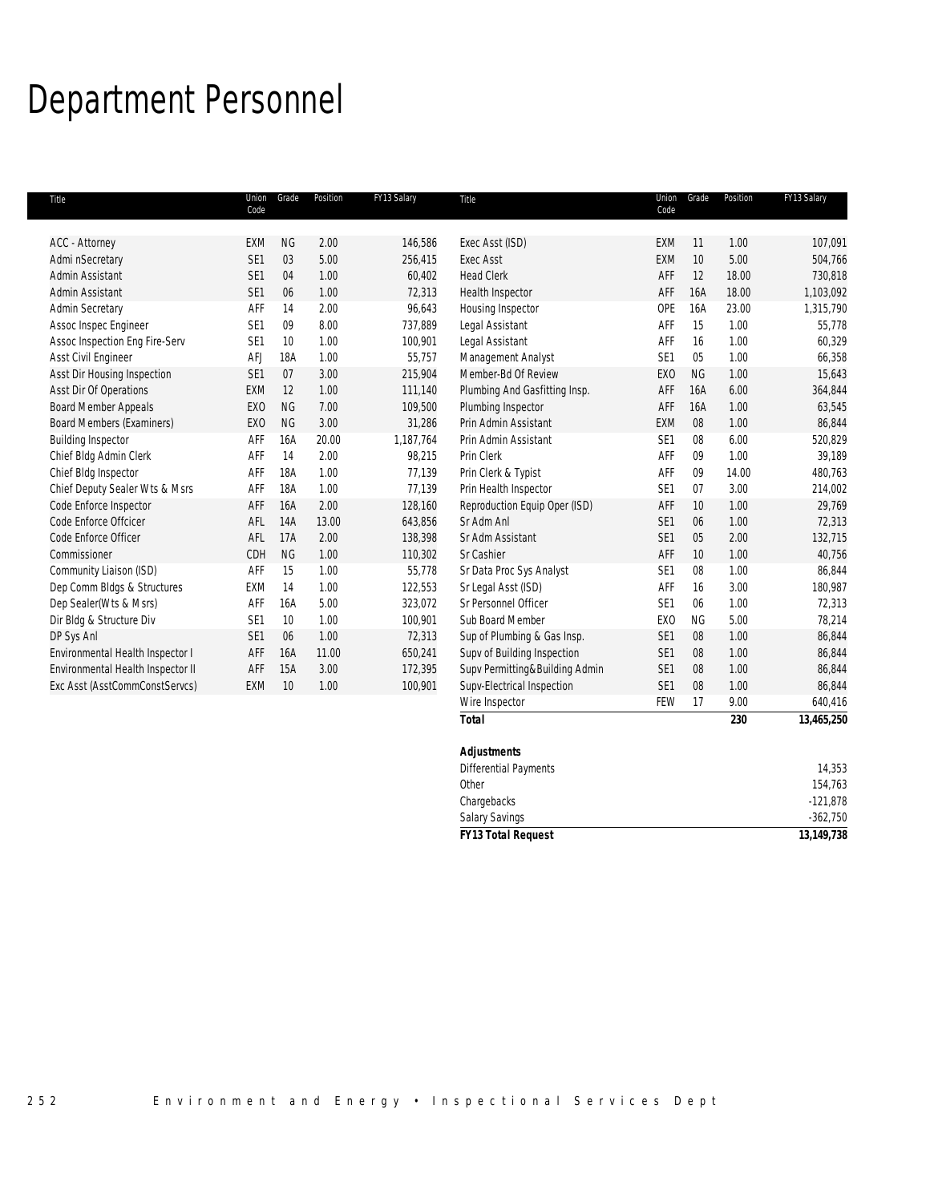# Department Personnel

| Title | Union Code | Grade | Position | FY13 Salary |
|---|---|---|---|---|
| ACC - Attorney | EXM | NG | 2.00 | 146,586 |
| Admi nSecretary | SE1 | 03 | 5.00 | 256,415 |
| Admin Assistant | SE1 | 04 | 1.00 | 60,402 |
| Admin Assistant | SE1 | 06 | 1.00 | 72,313 |
| Admin Secretary | AFF | 14 | 2.00 | 96,643 |
| Assoc Inspec Engineer | SE1 | 09 | 8.00 | 737,889 |
| Assoc Inspection Eng Fire-Serv | SE1 | 10 | 1.00 | 100,901 |
| Asst Civil Engineer | AFJ | 18A | 1.00 | 55,757 |
| Asst Dir Housing Inspection | SE1 | 07 | 3.00 | 215,904 |
| Asst Dir Of Operations | EXM | 12 | 1.00 | 111,140 |
| Board Member Appeals | EXO | NG | 7.00 | 109,500 |
| Board Members (Examiners) | EXO | NG | 3.00 | 31,286 |
| Building Inspector | AFF | 16A | 20.00 | 1,187,764 |
| Chief Bldg Admin Clerk | AFF | 14 | 2.00 | 98,215 |
| Chief Bldg Inspector | AFF | 18A | 1.00 | 77,139 |
| Chief Deputy Sealer Wts & Msrs | AFF | 18A | 1.00 | 77,139 |
| Code Enforce Inspector | AFF | 16A | 2.00 | 128,160 |
| Code Enforce Offcicer | AFL | 14A | 13.00 | 643,856 |
| Code Enforce Officer | AFL | 17A | 2.00 | 138,398 |
| Commissioner | CDH | NG | 1.00 | 110,302 |
| Community Liaison (ISD) | AFF | 15 | 1.00 | 55,778 |
| Dep Comm Bldgs & Structures | EXM | 14 | 1.00 | 122,553 |
| Dep Sealer(Wts & Msrs) | AFF | 16A | 5.00 | 323,072 |
| Dir Bldg & Structure Div | SE1 | 10 | 1.00 | 100,901 |
| DP Sys Anl | SE1 | 06 | 1.00 | 72,313 |
| Environmental Health Inspector I | AFF | 16A | 11.00 | 650,241 |
| Environmental Health Inspector II | AFF | 15A | 3.00 | 172,395 |
| Exc Asst (AsstCommConstServcs) | EXM | 10 | 1.00 | 100,901 |
| Exec Asst (ISD) | EXM | 11 | 1.00 | 107,091 |
| Exec Asst | EXM | 10 | 5.00 | 504,766 |
| Head Clerk | AFF | 12 | 18.00 | 730,818 |
| Health Inspector | AFF | 16A | 18.00 | 1,103,092 |
| Housing Inspector | OPE | 16A | 23.00 | 1,315,790 |
| Legal Assistant | AFF | 15 | 1.00 | 55,778 |
| Legal Assistant | AFF | 16 | 1.00 | 60,329 |
| Management Analyst | SE1 | 05 | 1.00 | 66,358 |
| Member-Bd Of Review | EXO | NG | 1.00 | 15,643 |
| Plumbing And Gasfitting Insp. | AFF | 16A | 6.00 | 364,844 |
| Plumbing Inspector | AFF | 16A | 1.00 | 63,545 |
| Prin Admin Assistant | EXM | 08 | 1.00 | 86,844 |
| Prin Admin Assistant | SE1 | 08 | 6.00 | 520,829 |
| Prin Clerk | AFF | 09 | 1.00 | 39,189 |
| Prin Clerk & Typist | AFF | 09 | 14.00 | 480,763 |
| Prin Health Inspector | SE1 | 07 | 3.00 | 214,002 |
| Reproduction Equip Oper (ISD) | AFF | 10 | 1.00 | 29,769 |
| Sr Adm Anl | SE1 | 06 | 1.00 | 72,313 |
| Sr Adm Assistant | SE1 | 05 | 2.00 | 132,715 |
| Sr Cashier | AFF | 10 | 1.00 | 40,756 |
| Sr Data Proc Sys Analyst | SE1 | 08 | 1.00 | 86,844 |
| Sr Legal Asst (ISD) | AFF | 16 | 3.00 | 180,987 |
| Sr Personnel Officer | SE1 | 06 | 1.00 | 72,313 |
| Sub Board Member | EXO | NG | 5.00 | 78,214 |
| Sup of Plumbing & Gas Insp. | SE1 | 08 | 1.00 | 86,844 |
| Supv of Building Inspection | SE1 | 08 | 1.00 | 86,844 |
| Supv Permitting&Building Admin | SE1 | 08 | 1.00 | 86,844 |
| Supv-Electrical Inspection | SE1 | 08 | 1.00 | 86,844 |
| Wire Inspector | FEW | 17 | 9.00 | 640,416 |
| **Total** | | | **230** | **13,465,250** |
| | | | | |
| ***Adjustments*** | | | | |
| Differential Payments | | | | 14,353 |
| Other | | | | 154,763 |
| Chargebacks | | | | -121,878 |
| Salary Savings | | | | -362,750 |
| ***FY13 Total Request*** | | | | **13,149,738** |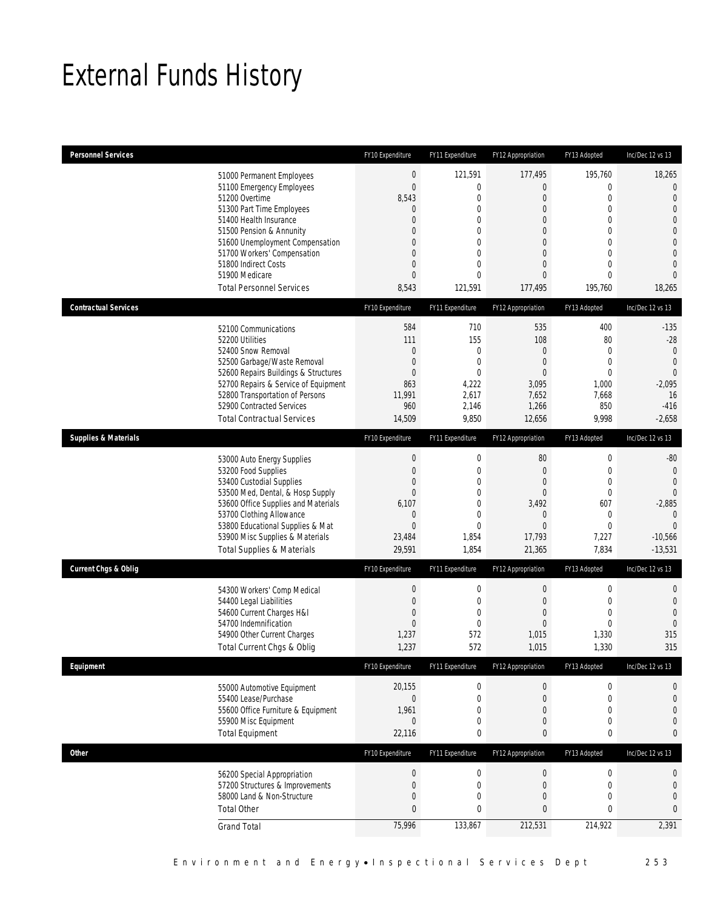# External Funds History

| Personnel Services | FY10 Expenditure | FY11 Expenditure | FY12 Appropriation | FY13 Adopted | Inc/Dec 12 vs 13 |
|---|---|---|---|---|---|
| 51000 Permanent Employees | 0 | 121,591 | 177,495 | 195,760 | 18,265 |
| 51100 Emergency Employees | 0 | 0 | 0 | 0 | 0 |
| 51200 Overtime | 8,543 | 0 | 0 | 0 | 0 |
| 51300 Part Time Employees | 0 | 0 | 0 | 0 | 0 |
| 51400 Health Insurance | 0 | 0 | 0 | 0 | 0 |
| 51500 Pension & Annunity | 0 | 0 | 0 | 0 | 0 |
| 51600 Unemployment Compensation | 0 | 0 | 0 | 0 | 0 |
| 51700 Workers' Compensation | 0 | 0 | 0 | 0 | 0 |
| 51800 Indirect Costs | 0 | 0 | 0 | 0 | 0 |
| 51900 Medicare | 0 | 0 | 0 | 0 | 0 |
| Total Personnel Services | 8,543 | 121,591 | 177,495 | 195,760 | 18,265 |

| Contractual Services | FY10 Expenditure | FY11 Expenditure | FY12 Appropriation | FY13 Adopted | Inc/Dec 12 vs 13 |
|---|---|---|---|---|---|
| 52100 Communications | 584 | 710 | 535 | 400 | -135 |
| 52200 Utilities | 111 | 155 | 108 | 80 | -28 |
| 52400 Snow Removal | 0 | 0 | 0 | 0 | 0 |
| 52500 Garbage/Waste Removal | 0 | 0 | 0 | 0 | 0 |
| 52600 Repairs Buildings & Structures | 0 | 0 | 0 | 0 | 0 |
| 52700 Repairs & Service of Equipment | 863 | 4,222 | 3,095 | 1,000 | -2,095 |
| 52800 Transportation of Persons | 11,991 | 2,617 | 7,652 | 7,668 | 16 |
| 52900 Contracted Services | 960 | 2,146 | 1,266 | 850 | -416 |
| Total Contractual Services | 14,509 | 9,850 | 12,656 | 9,998 | -2,658 |

| Supplies & Materials | FY10 Expenditure | FY11 Expenditure | FY12 Appropriation | FY13 Adopted | Inc/Dec 12 vs 13 |
|---|---|---|---|---|---|
| 53000 Auto Energy Supplies | 0 | 0 | 80 | 0 | -80 |
| 53200 Food Supplies | 0 | 0 | 0 | 0 | 0 |
| 53400 Custodial Supplies | 0 | 0 | 0 | 0 | 0 |
| 53500 Med, Dental, & Hosp Supply | 0 | 0 | 0 | 0 | 0 |
| 53600 Office Supplies and Materials | 6,107 | 0 | 3,492 | 607 | -2,885 |
| 53700 Clothing Allowance | 0 | 0 | 0 | 0 | 0 |
| 53800 Educational Supplies & Mat | 0 | 0 | 0 | 0 | 0 |
| 53900 Misc Supplies & Materials | 23,484 | 1,854 | 17,793 | 7,227 | -10,566 |
| Total Supplies & Materials | 29,591 | 1,854 | 21,365 | 7,834 | -13,531 |

| Current Chgs & Oblig | FY10 Expenditure | FY11 Expenditure | FY12 Appropriation | FY13 Adopted | Inc/Dec 12 vs 13 |
|---|---|---|---|---|---|
| 54300 Workers' Comp Medical | 0 | 0 | 0 | 0 | 0 |
| 54400 Legal Liabilities | 0 | 0 | 0 | 0 | 0 |
| 54600 Current Charges H&I | 0 | 0 | 0 | 0 | 0 |
| 54700 Indemnification | 0 | 0 | 0 | 0 | 0 |
| 54900 Other Current Charges | 1,237 | 572 | 1,015 | 1,330 | 315 |
| Total Current Chgs & Oblig | 1,237 | 572 | 1,015 | 1,330 | 315 |

| Equipment | FY10 Expenditure | FY11 Expenditure | FY12 Appropriation | FY13 Adopted | Inc/Dec 12 vs 13 |
|---|---|---|---|---|---|
| 55000 Automotive Equipment | 20,155 | 0 | 0 | 0 | 0 |
| 55400 Lease/Purchase | 0 | 0 | 0 | 0 | 0 |
| 55600 Office Furniture & Equipment | 1,961 | 0 | 0 | 0 | 0 |
| 55900 Misc Equipment | 0 | 0 | 0 | 0 | 0 |
| Total Equipment | 22,116 | 0 | 0 | 0 | 0 |

| Other | FY10 Expenditure | FY11 Expenditure | FY12 Appropriation | FY13 Adopted | Inc/Dec 12 vs 13 |
|---|---|---|---|---|---|
| 56200 Special Appropriation | 0 | 0 | 0 | 0 | 0 |
| 57200 Structures & Improvements | 0 | 0 | 0 | 0 | 0 |
| 58000 Land & Non-Structure | 0 | 0 | 0 | 0 | 0 |
| Total Other | 0 | 0 | 0 | 0 | 0 |
| Grand Total | 75,996 | 133,867 | 212,531 | 214,922 | 2,391 |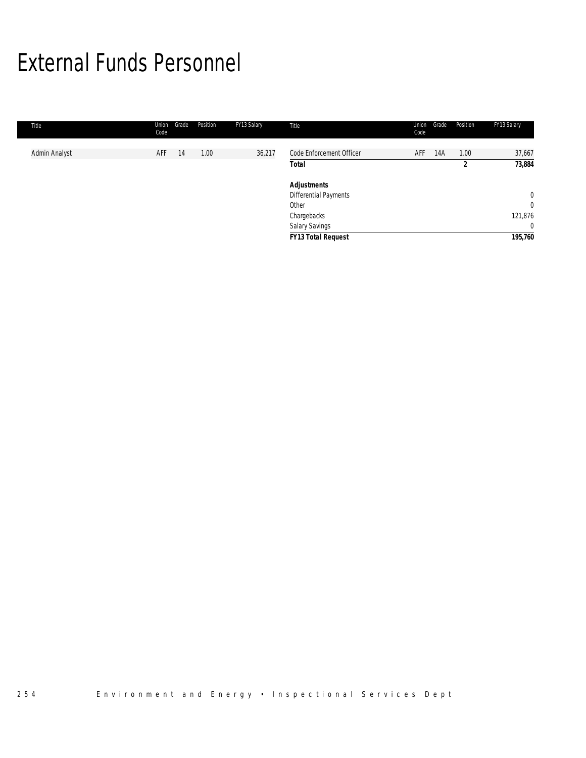# External Funds Personnel

| Title | Union Code | Grade | Position | FY13 Salary | Title | Union Code | Grade | Position | FY13 Salary |
|---|---|---|---|---|---|---|---|---|---|
| Admin Analyst | AFF | 14 | 1.00 | 36,217 | Code Enforcement Officer | AFF | 14A | 1.00 | 37,667 |
| | | | | | **Total** | | | **2** | **73,884** |
| | | | | | | | | | |
| | | | | | ***Adjustments*** | | | | |
| | | | | | Differential Payments | | | | 0 |
| | | | | | Other | | | | 0 |
| | | | | | Chargebacks | | | | 121,876 |
| | | | | | Salary Savings | | | | 0 |
| | | | | | ***FY13 Total Request*** | | | | ***195,760*** |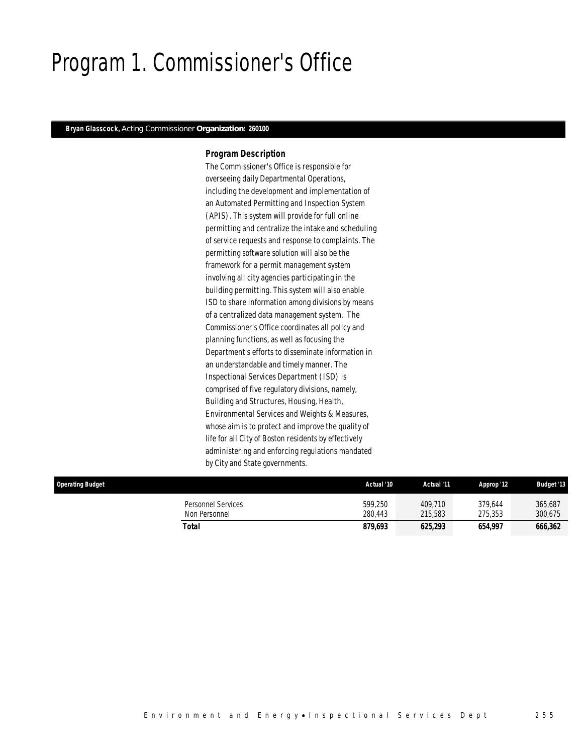# Program 1. Commissioner's Office

**Bryan Glasscock,** Acting Commissioner **Organization: 260100**

### *Program Description*

The Commissioner's Office is responsible for overseeing daily Departmental Operations, including the development and implementation of an Automated Permitting and Inspection System (APIS). This system will provide for full online permitting and centralize the intake and scheduling of service requests and response to complaints. The permitting software solution will also be the framework for a permit management system involving all city agencies participating in the building permitting. This system will also enable ISD to share information among divisions by means of a centralized data management system. The Commissioner's Office coordinates all policy and planning functions, as well as focusing the Department's efforts to disseminate information in an understandable and timely manner. The Inspectional Services Department (ISD) is comprised of five regulatory divisions, namely, Building and Structures, Housing, Health, Environmental Services and Weights & Measures, whose aim is to protect and improve the quality of life for all City of Boston residents by effectively administering and enforcing regulations mandated by City and State governments.

| Operating Budget | Actual '10 | Actual '11 | Approp '12 | Budget '13 |
|---|---|---|---|---|
| Personnel Services | 599,250 | 409,710 | 379,644 | 365,687 |
| Non Personnel | 280,443 | 215,583 | 275,353 | 300,675 |
| **Total** | **879,693** | **625,293** | **654,997** | **666,362** |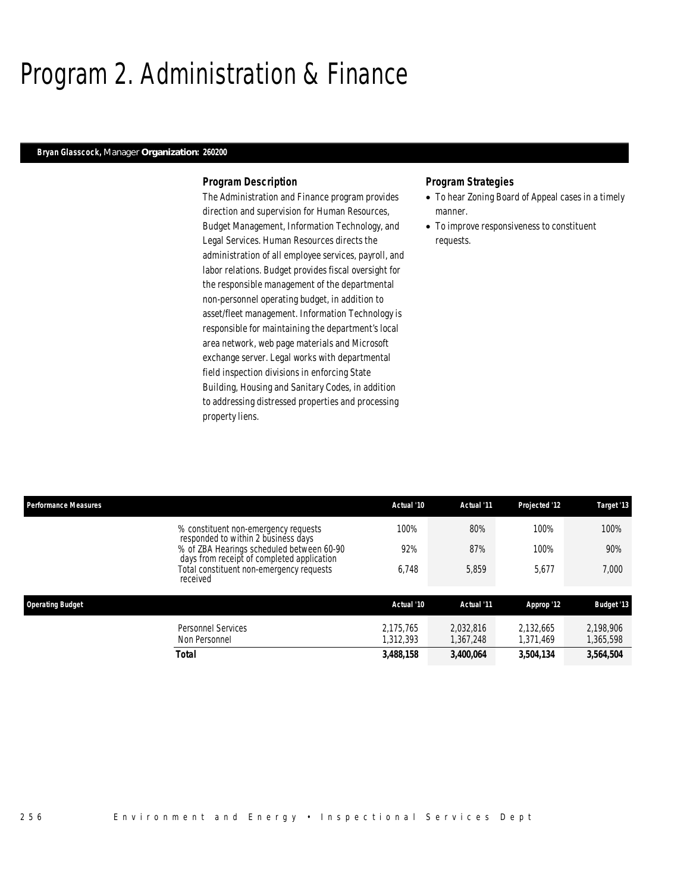# Program 2. Administration & Finance

**Bryan Glasscock,** Manager **Organization: 260200**

### *Program Description*

The Administration and Finance program provides direction and supervision for Human Resources, Budget Management, Information Technology, and Legal Services. Human Resources directs the administration of all employee services, payroll, and labor relations. Budget provides fiscal oversight for the responsible management of the departmental non-personnel operating budget, in addition to asset/fleet management. Information Technology is responsible for maintaining the department's local area network, web page materials and Microsoft exchange server. Legal works with departmental field inspection divisions in enforcing State Building, Housing and Sanitary Codes, in addition to addressing distressed properties and processing property liens.

### *Program Strategies*

- To hear Zoning Board of Appeal cases in a timely manner.
- To improve responsiveness to constituent requests.

| Performance Measures | Actual '10 | Actual '11 | Projected '12 | Target '13 |
|---|---|---|---|---|
| % constituent non-emergency requests responded to within 2 business days | 100% | 80% | 100% | 100% |
| % of ZBA Hearings scheduled between 60-90 days from receipt of completed application | 92% | 87% | 100% | 90% |
| Total constituent non-emergency requests received | 6,748 | 5,859 | 5,677 | 7,000 |

| Operating Budget | Actual '10 | Actual '11 | Approp '12 | Budget '13 |
|---|---|---|---|---|
| Personnel Services | 2,175,765 | 2,032,816 | 2,132,665 | 2,198,906 |
| Non Personnel | 1,312,393 | 1,367,248 | 1,371,469 | 1,365,598 |
| **Total** | **3,488,158** | **3,400,064** | **3,504,134** | **3,564,504** |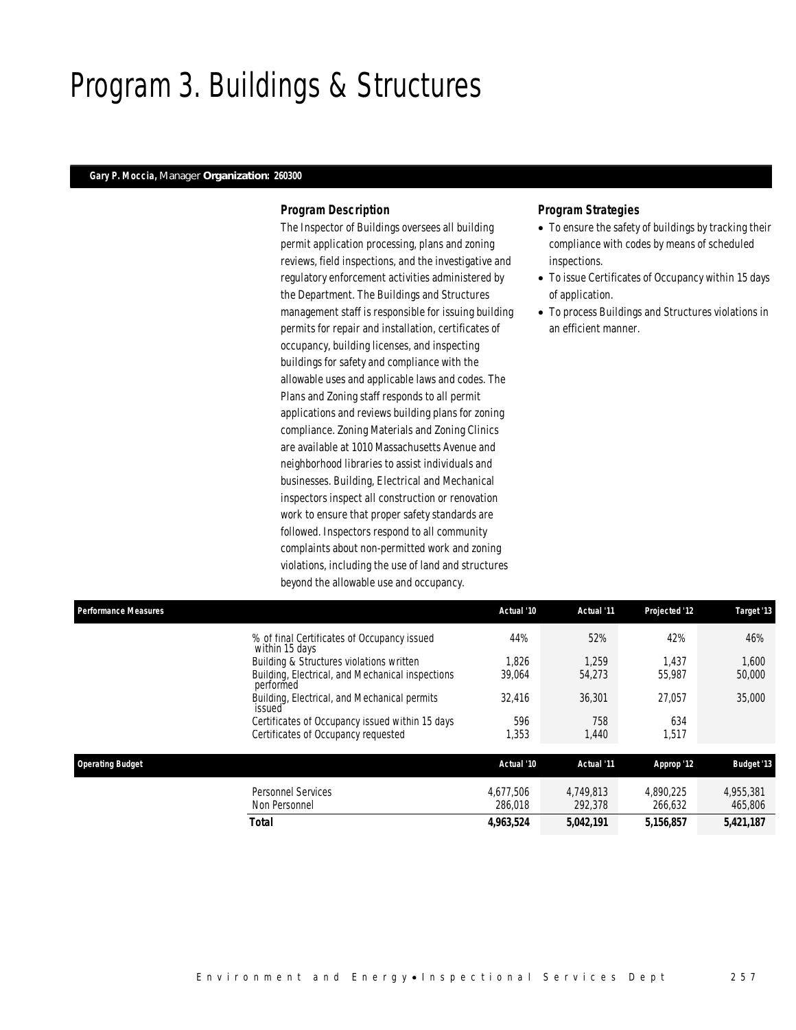# Program 3. Buildings & Structures

**Gary P. Moccia,** Manager **Organization: 260300**

### *Program Description*

The Inspector of Buildings oversees all building permit application processing, plans and zoning reviews, field inspections, and the investigative and regulatory enforcement activities administered by the Department. The Buildings and Structures management staff is responsible for issuing building permits for repair and installation, certificates of occupancy, building licenses, and inspecting buildings for safety and compliance with the allowable uses and applicable laws and codes. The Plans and Zoning staff responds to all permit applications and reviews building plans for zoning compliance. Zoning Materials and Zoning Clinics are available at 1010 Massachusetts Avenue and neighborhood libraries to assist individuals and businesses. Building, Electrical and Mechanical inspectors inspect all construction or renovation work to ensure that proper safety standards are followed. Inspectors respond to all community complaints about non-permitted work and zoning violations, including the use of land and structures beyond the allowable use and occupancy.

### *Program Strategies*

- To ensure the safety of buildings by tracking their compliance with codes by means of scheduled inspections.
- To issue Certificates of Occupancy within 15 days of application.
- To process Buildings and Structures violations in an efficient manner.

| Performance Measures | Actual '10 | Actual '11 | Projected '12 | Target '13 |
|---|---|---|---|---|
| % of final Certificates of Occupancy issued within 15 days | 44% | 52% | 42% | 46% |
| Building & Structures violations written | 1,826 | 1,259 | 1,437 | 1,600 |
| Building, Electrical, and Mechanical inspections performed | 39,064 | 54,273 | 55,987 | 50,000 |
| Building, Electrical, and Mechanical permits issued | 32,416 | 36,301 | 27,057 | 35,000 |
| Certificates of Occupancy issued within 15 days | 596 | 758 | 634 | |
| Certificates of Occupancy requested | 1,353 | 1,440 | 1,517 | |

| Operating Budget | Actual '10 | Actual '11 | Approp '12 | Budget '13 |
|---|---|---|---|---|
| Personnel Services | 4,677,506 | 4,749,813 | 4,890,225 | 4,955,381 |
| Non Personnel | 286,018 | 292,378 | 266,632 | 465,806 |
| **Total** | **4,963,524** | **5,042,191** | **5,156,857** | **5,421,187** |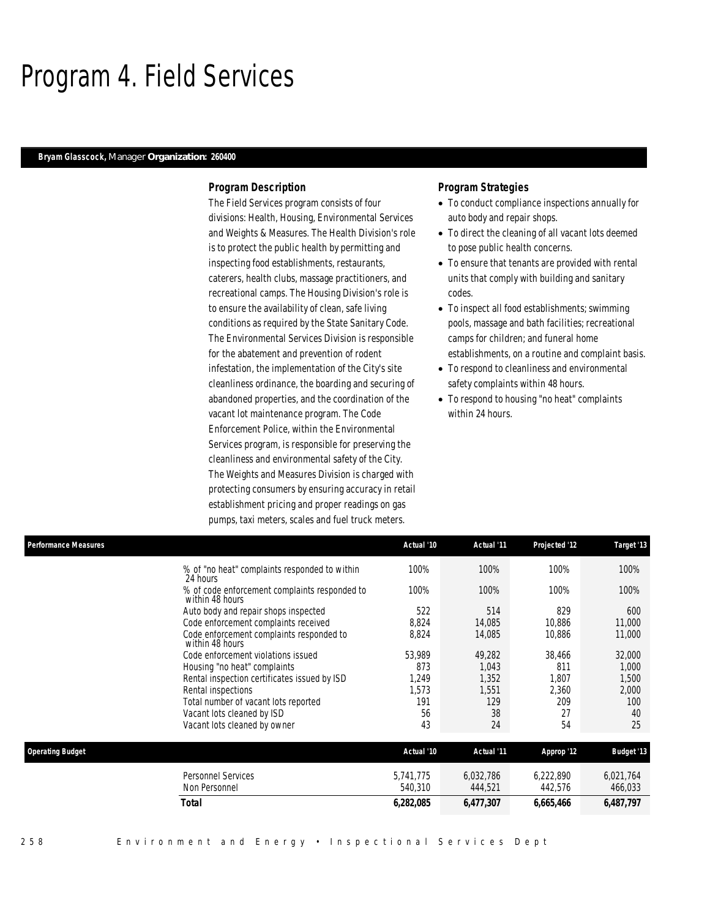# Program 4. Field Services

**Bryam Glasscock,** Manager **Organization: 260400**

### Program Description

The Field Services program consists of four divisions: Health, Housing, Environmental Services and Weights & Measures. The Health Division's role is to protect the public health by permitting and inspecting food establishments, restaurants, caterers, health clubs, massage practitioners, and recreational camps. The Housing Division's role is to ensure the availability of clean, safe living conditions as required by the State Sanitary Code. The Environmental Services Division is responsible for the abatement and prevention of rodent infestation, the implementation of the City's site cleanliness ordinance, the boarding and securing of abandoned properties, and the coordination of the vacant lot maintenance program. The Code Enforcement Police, within the Environmental Services program, is responsible for preserving the cleanliness and environmental safety of the City. The Weights and Measures Division is charged with protecting consumers by ensuring accuracy in retail establishment pricing and proper readings on gas pumps, taxi meters, scales and fuel truck meters.

### Program Strategies

- To conduct compliance inspections annually for auto body and repair shops.
- To direct the cleaning of all vacant lots deemed to pose public health concerns.
- To ensure that tenants are provided with rental units that comply with building and sanitary codes.
- To inspect all food establishments; swimming pools, massage and bath facilities; recreational camps for children; and funeral home establishments, on a routine and complaint basis.
- To respond to cleanliness and environmental safety complaints within 48 hours.
- To respond to housing "no heat" complaints within 24 hours.

| Performance Measures | Actual '10 | Actual '11 | Projected '12 | Target '13 |
|---|---|---|---|---|
| % of "no heat" complaints responded to within 24 hours | 100% | 100% | 100% | 100% |
| % of code enforcement complaints responded to within 48 hours | 100% | 100% | 100% | 100% |
| Auto body and repair shops inspected | 522 | 514 | 829 | 600 |
| Code enforcement complaints received | 8,824 | 14,085 | 10,886 | 11,000 |
| Code enforcement complaints responded to within 48 hours | 8,824 | 14,085 | 10,886 | 11,000 |
| Code enforcement violations issued | 53,989 | 49,282 | 38,466 | 32,000 |
| Housing "no heat" complaints | 873 | 1,043 | 811 | 1,000 |
| Rental inspection certificates issued by ISD | 1,249 | 1,352 | 1,807 | 1,500 |
| Rental inspections | 1,573 | 1,551 | 2,360 | 2,000 |
| Total number of vacant lots reported | 191 | 129 | 209 | 100 |
| Vacant lots cleaned by ISD | 56 | 38 | 27 | 40 |
| Vacant lots cleaned by owner | 43 | 24 | 54 | 25 |

| Operating Budget | Actual '10 | Actual '11 | Approp '12 | Budget '13 |
|---|---|---|---|---|
| Personnel Services | 5,741,775 | 6,032,786 | 6,222,890 | 6,021,764 |
| Non Personnel | 540,310 | 444,521 | 442,576 | 466,033 |
| **Total** | **6,282,085** | **6,477,307** | **6,665,466** | **6,487,797** |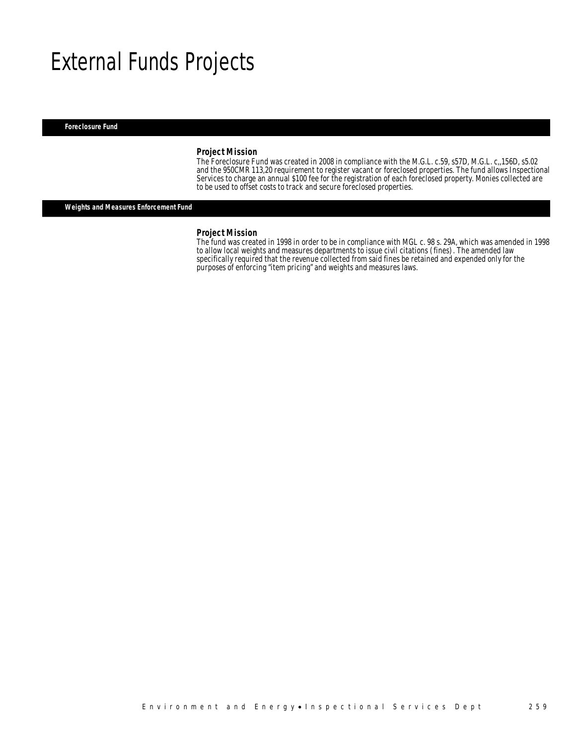# External Funds Projects

## Foreclosure Fund

### Project Mission

The Foreclosure Fund was created in 2008 in compliance with the M.G.L. c.59, s57D, M.G.L. c,,156D, s5.02 and the 950CMR 113,20 requirement to register vacant or foreclosed properties. The fund allows Inspectional Services to charge an annual $100 fee for the registration of each foreclosed property. Monies collected are to be used to offset costs to track and secure foreclosed properties.

## Weights and Measures Enforcement Fund

### Project Mission

The fund was created in 1998 in order to be in compliance with MGL c. 98 s. 29A, which was amended in 1998 to allow local weights and measures departments to issue civil citations (fines). The amended law specifically required that the revenue collected from said fines be retained and expended only for the purposes of enforcing "item pricing" and weights and measures laws.